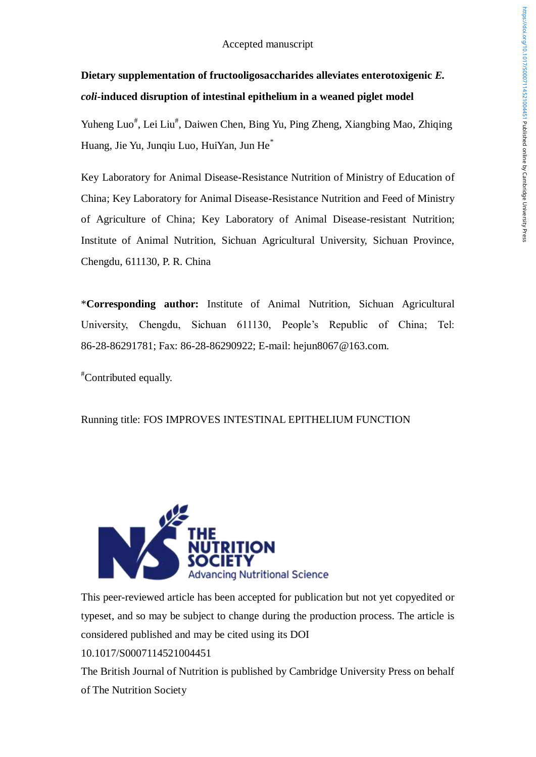Accepted manuscript

# Dietary supplementation of fructooligosaccharides alleviates enterotoxigenic *E. coli*-induced disruption of intestinal epithelium in a weaned piglet model

Yuheng Luo[#], Lei Liu[#], Daiwen Chen, Bing Yu, Ping Zheng, Xiangbing Mao, Zhiqing Huang, Jie Yu, Junqiu Luo, HuiYan, Jun He[*]

Key Laboratory for Animal Disease-Resistance Nutrition of Ministry of Education of China; Key Laboratory for Animal Disease-Resistance Nutrition and Feed of Ministry of Agriculture of China; Key Laboratory of Animal Disease-resistant Nutrition; Institute of Animal Nutrition, Sichuan Agricultural University, Sichuan Province, Chengdu, 611130, P. R. China

*__Corresponding author:__ Institute of Animal Nutrition, Sichuan Agricultural University, Chengdu, Sichuan 611130, People's Republic of China; Tel: 86-28-86291781; Fax: 86-28-86290922; E-mail: hejun8067@163.com.

[#]Contributed equally.

Running title: FOS IMPROVES INTESTINAL EPITHELIUM FUNCTION

THE NUTRITION SOCIETY
Advancing Nutritional Science

This peer-reviewed article has been accepted for publication but not yet copyedited or typeset, and so may be subject to change during the production process. The article is considered published and may be cited using its DOI

10.1017/S0007114521004451

The British Journal of Nutrition is published by Cambridge University Press on behalf of The Nutrition Society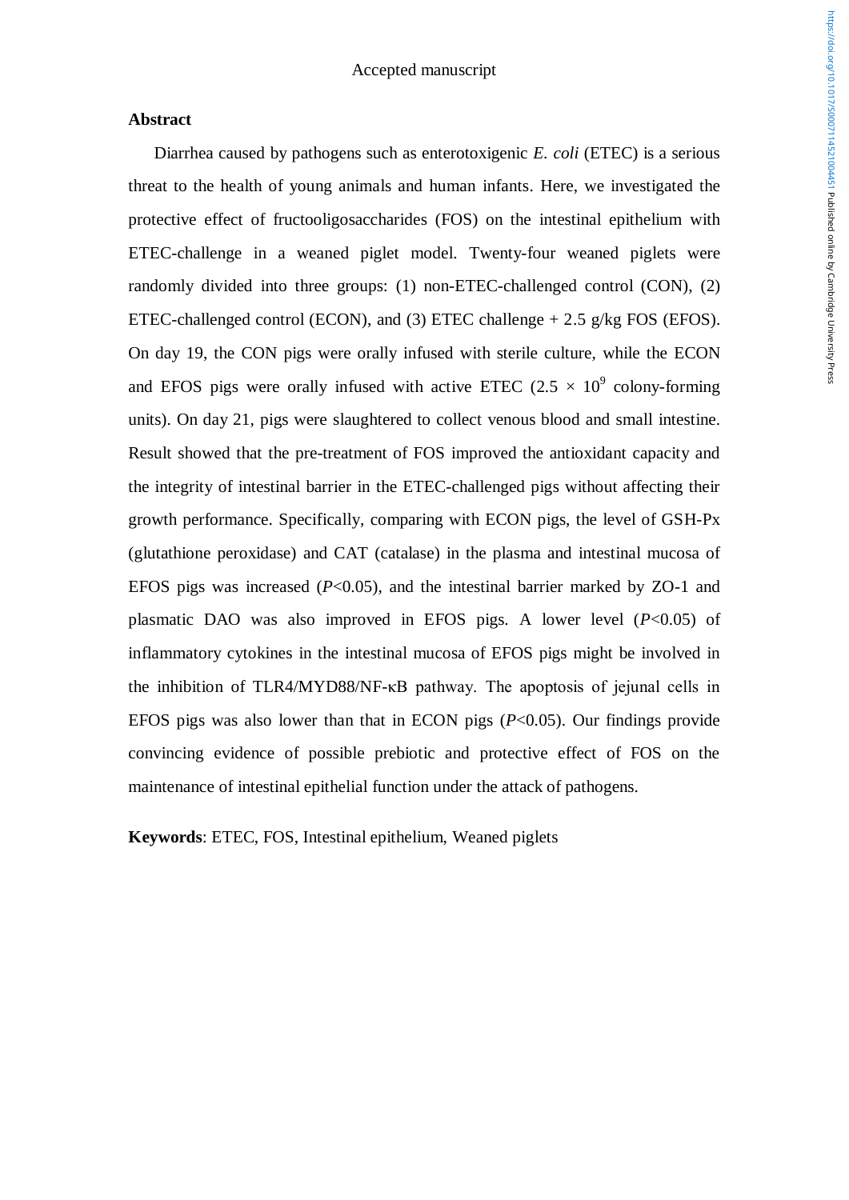## Abstract

Diarrhea caused by pathogens such as enterotoxigenic *E. coli* (ETEC) is a serious threat to the health of young animals and human infants. Here, we investigated the protective effect of fructooligosaccharides (FOS) on the intestinal epithelium with ETEC-challenge in a weaned piglet model. Twenty-four weaned piglets were randomly divided into three groups: (1) non-ETEC-challenged control (CON), (2) ETEC-challenged control (ECON), and (3) ETEC challenge + 2.5 g/kg FOS (EFOS). On day 19, the CON pigs were orally infused with sterile culture, while the ECON and EFOS pigs were orally infused with active ETEC ($2.5 \times 10^9$ colony-forming units). On day 21, pigs were slaughtered to collect venous blood and small intestine. Result showed that the pre-treatment of FOS improved the antioxidant capacity and the integrity of intestinal barrier in the ETEC-challenged pigs without affecting their growth performance. Specifically, comparing with ECON pigs, the level of GSH-Px (glutathione peroxidase) and CAT (catalase) in the plasma and intestinal mucosa of EFOS pigs was increased ($P<0.05$), and the intestinal barrier marked by ZO-1 and plasmatic DAO was also improved in EFOS pigs. A lower level ($P<0.05$) of inflammatory cytokines in the intestinal mucosa of EFOS pigs might be involved in the inhibition of TLR4/MYD88/NF-κB pathway. The apoptosis of jejunal cells in EFOS pigs was also lower than that in ECON pigs ($P<0.05$). Our findings provide convincing evidence of possible prebiotic and protective effect of FOS on the maintenance of intestinal epithelial function under the attack of pathogens.

**Keywords**: ETEC, FOS, Intestinal epithelium, Weaned piglets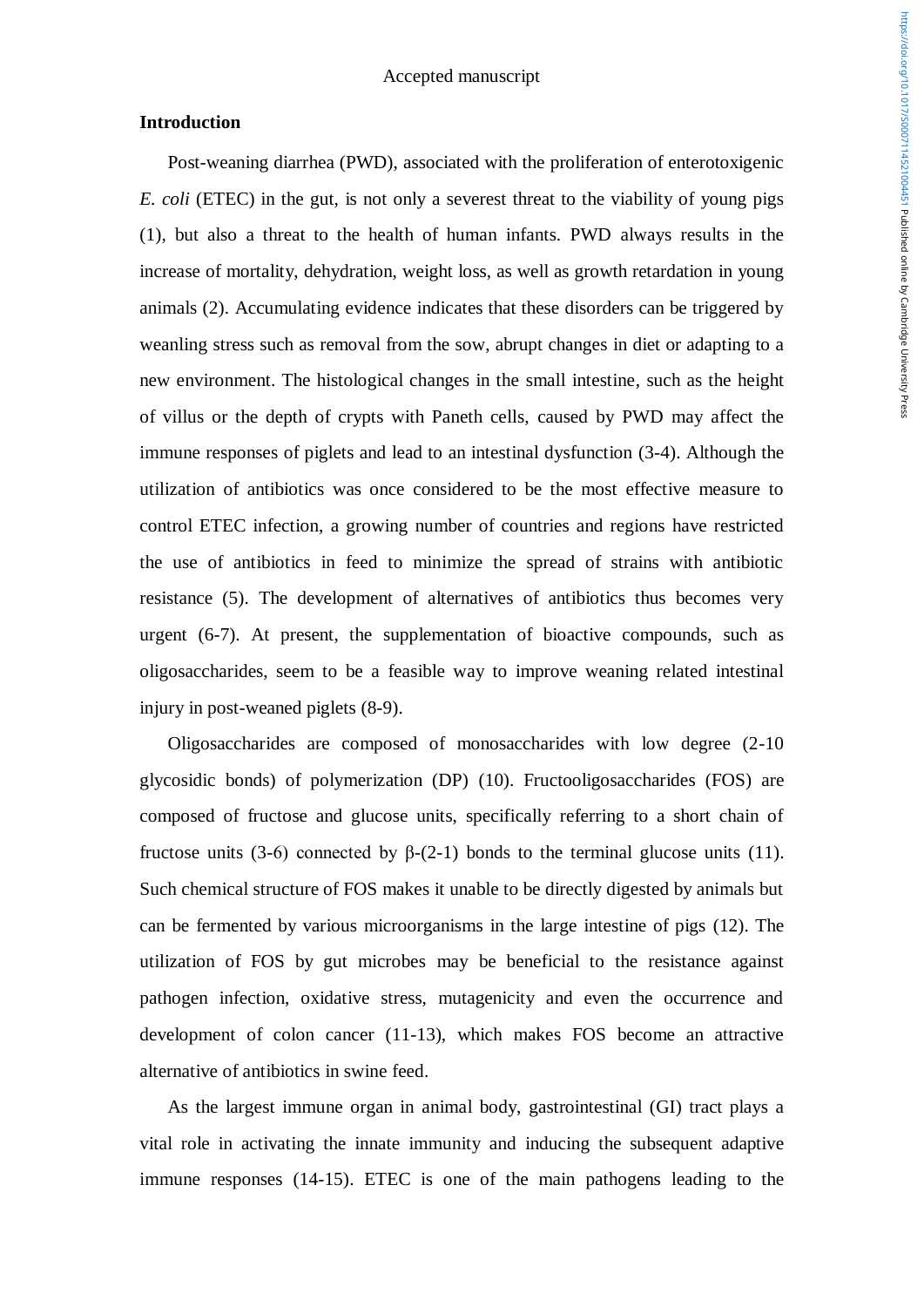## Introduction

Post-weaning diarrhea (PWD), associated with the proliferation of enterotoxigenic *E. coli* (ETEC) in the gut, is not only a severest threat to the viability of young pigs (1), but also a threat to the health of human infants. PWD always results in the increase of mortality, dehydration, weight loss, as well as growth retardation in young animals (2). Accumulating evidence indicates that these disorders can be triggered by weanling stress such as removal from the sow, abrupt changes in diet or adapting to a new environment. The histological changes in the small intestine, such as the height of villus or the depth of crypts with Paneth cells, caused by PWD may affect the immune responses of piglets and lead to an intestinal dysfunction (3-4). Although the utilization of antibiotics was once considered to be the most effective measure to control ETEC infection, a growing number of countries and regions have restricted the use of antibiotics in feed to minimize the spread of strains with antibiotic resistance (5). The development of alternatives of antibiotics thus becomes very urgent (6-7). At present, the supplementation of bioactive compounds, such as oligosaccharides, seem to be a feasible way to improve weaning related intestinal injury in post-weaned piglets (8-9).

Oligosaccharides are composed of monosaccharides with low degree (2-10 glycosidic bonds) of polymerization (DP) (10). Fructooligosaccharides (FOS) are composed of fructose and glucose units, specifically referring to a short chain of fructose units (3-6) connected by β-(2-1) bonds to the terminal glucose units (11). Such chemical structure of FOS makes it unable to be directly digested by animals but can be fermented by various microorganisms in the large intestine of pigs (12). The utilization of FOS by gut microbes may be beneficial to the resistance against pathogen infection, oxidative stress, mutagenicity and even the occurrence and development of colon cancer (11-13), which makes FOS become an attractive alternative of antibiotics in swine feed.

As the largest immune organ in animal body, gastrointestinal (GI) tract plays a vital role in activating the innate immunity and inducing the subsequent adaptive immune responses (14-15). ETEC is one of the main pathogens leading to the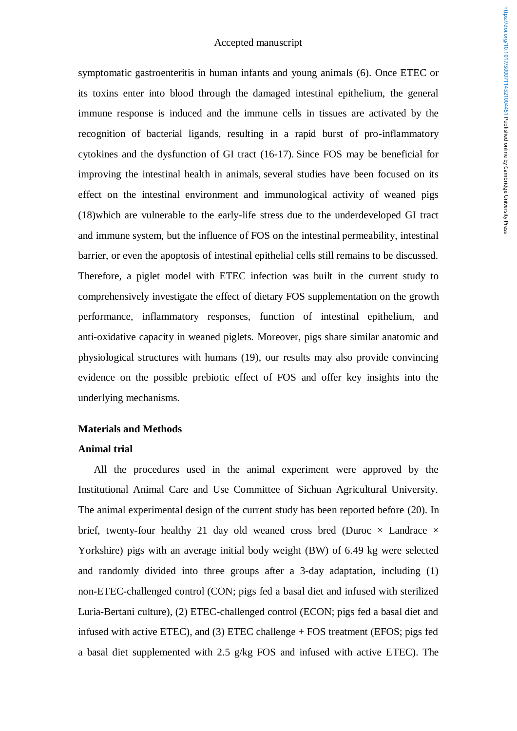symptomatic gastroenteritis in human infants and young animals (6). Once ETEC or its toxins enter into blood through the damaged intestinal epithelium, the general immune response is induced and the immune cells in tissues are activated by the recognition of bacterial ligands, resulting in a rapid burst of pro-inflammatory cytokines and the dysfunction of GI tract (16-17). Since FOS may be beneficial for improving the intestinal health in animals, several studies have been focused on its effect on the intestinal environment and immunological activity of weaned pigs (18)which are vulnerable to the early-life stress due to the underdeveloped GI tract and immune system, but the influence of FOS on the intestinal permeability, intestinal barrier, or even the apoptosis of intestinal epithelial cells still remains to be discussed. Therefore, a piglet model with ETEC infection was built in the current study to comprehensively investigate the effect of dietary FOS supplementation on the growth performance, inflammatory responses, function of intestinal epithelium, and anti-oxidative capacity in weaned piglets. Moreover, pigs share similar anatomic and physiological structures with humans (19), our results may also provide convincing evidence on the possible prebiotic effect of FOS and offer key insights into the underlying mechanisms.

## Materials and Methods

### Animal trial

All the procedures used in the animal experiment were approved by the Institutional Animal Care and Use Committee of Sichuan Agricultural University. The animal experimental design of the current study has been reported before (20). In brief, twenty-four healthy 21 day old weaned cross bred (Duroc × Landrace × Yorkshire) pigs with an average initial body weight (BW) of 6.49 kg were selected and randomly divided into three groups after a 3-day adaptation, including (1) non-ETEC-challenged control (CON; pigs fed a basal diet and infused with sterilized Luria-Bertani culture), (2) ETEC-challenged control (ECON; pigs fed a basal diet and infused with active ETEC), and (3) ETEC challenge + FOS treatment (EFOS; pigs fed a basal diet supplemented with 2.5 g/kg FOS and infused with active ETEC). The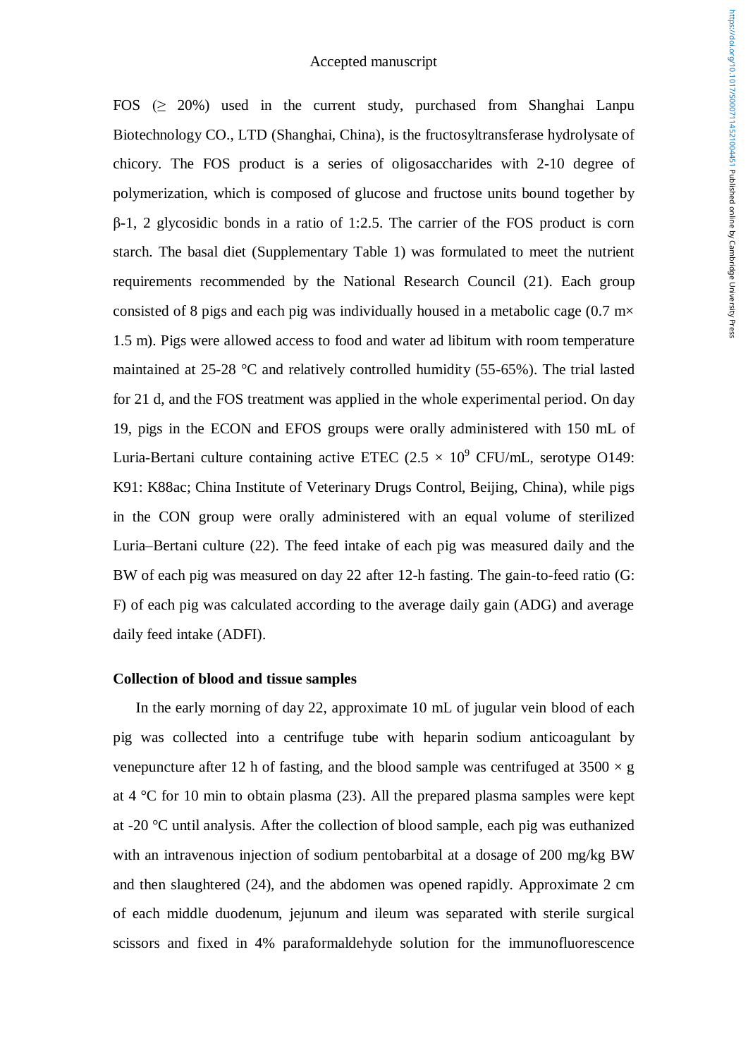FOS (≥ 20%) used in the current study, purchased from Shanghai Lanpu Biotechnology CO., LTD (Shanghai, China), is the fructosyltransferase hydrolysate of chicory. The FOS product is a series of oligosaccharides with 2-10 degree of polymerization, which is composed of glucose and fructose units bound together by β-1, 2 glycosidic bonds in a ratio of 1:2.5. The carrier of the FOS product is corn starch. The basal diet (Supplementary Table 1) was formulated to meet the nutrient requirements recommended by the National Research Council (21). Each group consisted of 8 pigs and each pig was individually housed in a metabolic cage (0.7 m× 1.5 m). Pigs were allowed access to food and water ad libitum with room temperature maintained at 25-28 °C and relatively controlled humidity (55-65%). The trial lasted for 21 d, and the FOS treatment was applied in the whole experimental period. On day 19, pigs in the ECON and EFOS groups were orally administered with 150 mL of Luria-Bertani culture containing active ETEC ($2.5 \times 10^9$ CFU/mL, serotype O149: K91: K88ac; China Institute of Veterinary Drugs Control, Beijing, China), while pigs in the CON group were orally administered with an equal volume of sterilized Luria–Bertani culture (22). The feed intake of each pig was measured daily and the BW of each pig was measured on day 22 after 12-h fasting. The gain-to-feed ratio (G: F) of each pig was calculated according to the average daily gain (ADG) and average daily feed intake (ADFI).

### Collection of blood and tissue samples

In the early morning of day 22, approximate 10 mL of jugular vein blood of each pig was collected into a centrifuge tube with heparin sodium anticoagulant by venepuncture after 12 h of fasting, and the blood sample was centrifuged at 3500 × g at 4 °C for 10 min to obtain plasma (23). All the prepared plasma samples were kept at -20 °C until analysis. After the collection of blood sample, each pig was euthanized with an intravenous injection of sodium pentobarbital at a dosage of 200 mg/kg BW and then slaughtered (24), and the abdomen was opened rapidly. Approximate 2 cm of each middle duodenum, jejunum and ileum was separated with sterile surgical scissors and fixed in 4% paraformaldehyde solution for the immunofluorescence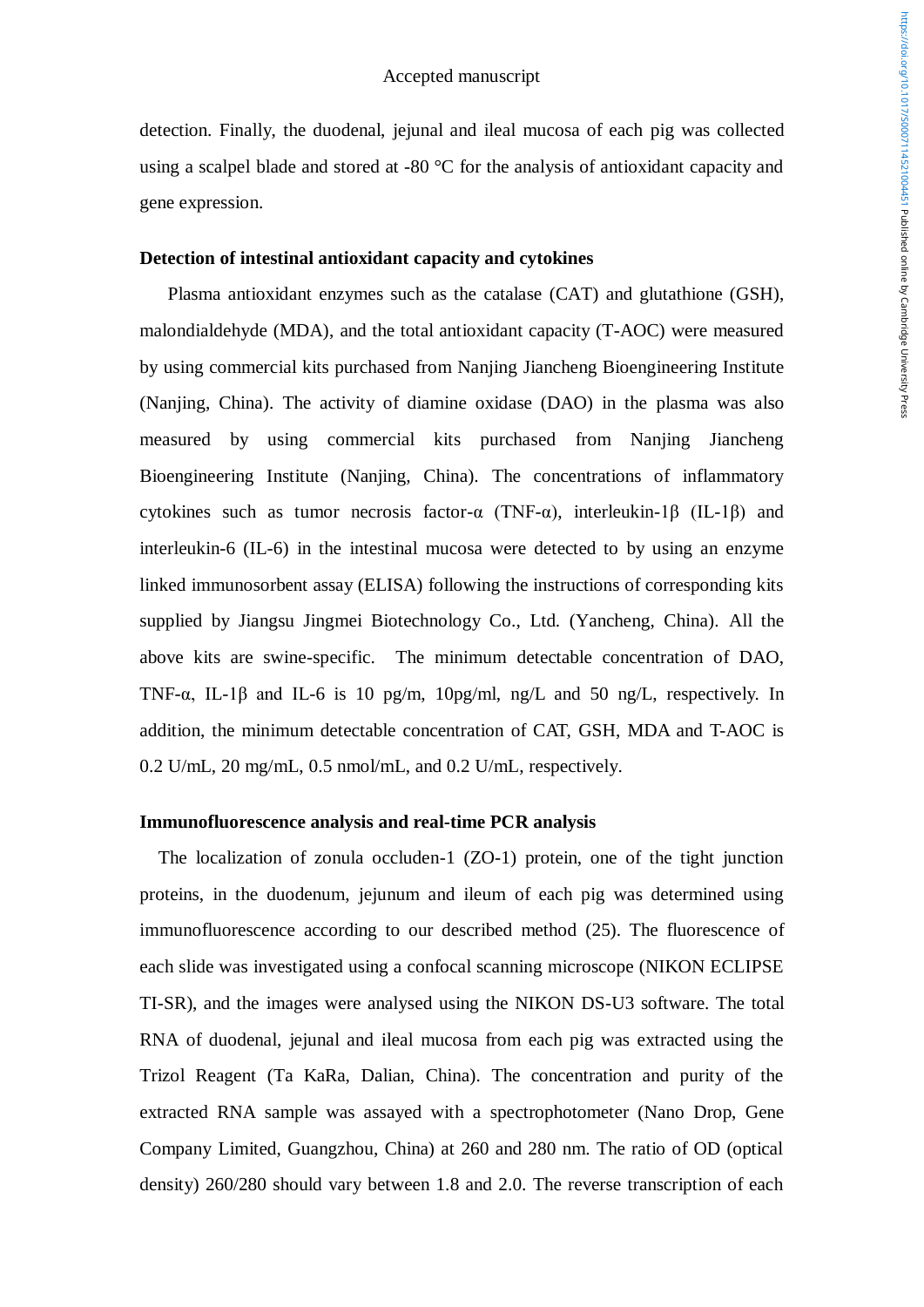detection. Finally, the duodenal, jejunal and ileal mucosa of each pig was collected using a scalpel blade and stored at -80 °C for the analysis of antioxidant capacity and gene expression.

**Detection of intestinal antioxidant capacity and cytokines**

Plasma antioxidant enzymes such as the catalase (CAT) and glutathione (GSH), malondialdehyde (MDA), and the total antioxidant capacity (T-AOC) were measured by using commercial kits purchased from Nanjing Jiancheng Bioengineering Institute (Nanjing, China). The activity of diamine oxidase (DAO) in the plasma was also measured by using commercial kits purchased from Nanjing Jiancheng Bioengineering Institute (Nanjing, China). The concentrations of inflammatory cytokines such as tumor necrosis factor-α (TNF-α), interleukin-1β (IL-1β) and interleukin-6 (IL-6) in the intestinal mucosa were detected to by using an enzyme linked immunosorbent assay (ELISA) following the instructions of corresponding kits supplied by Jiangsu Jingmei Biotechnology Co., Ltd. (Yancheng, China). All the above kits are swine-specific. The minimum detectable concentration of DAO, TNF-α, IL-1β and IL-6 is 10 pg/m, 10pg/ml, ng/L and 50 ng/L, respectively. In addition, the minimum detectable concentration of CAT, GSH, MDA and T-AOC is 0.2 U/mL, 20 mg/mL, 0.5 nmol/mL, and 0.2 U/mL, respectively.

**Immunofluorescence analysis and real-time PCR analysis**

The localization of zonula occluden-1 (ZO-1) protein, one of the tight junction proteins, in the duodenum, jejunum and ileum of each pig was determined using immunofluorescence according to our described method (25). The fluorescence of each slide was investigated using a confocal scanning microscope (NIKON ECLIPSE TI-SR), and the images were analysed using the NIKON DS-U3 software. The total RNA of duodenal, jejunal and ileal mucosa from each pig was extracted using the Trizol Reagent (Ta KaRa, Dalian, China). The concentration and purity of the extracted RNA sample was assayed with a spectrophotometer (Nano Drop, Gene Company Limited, Guangzhou, China) at 260 and 280 nm. The ratio of OD (optical density) 260/280 should vary between 1.8 and 2.0. The reverse transcription of each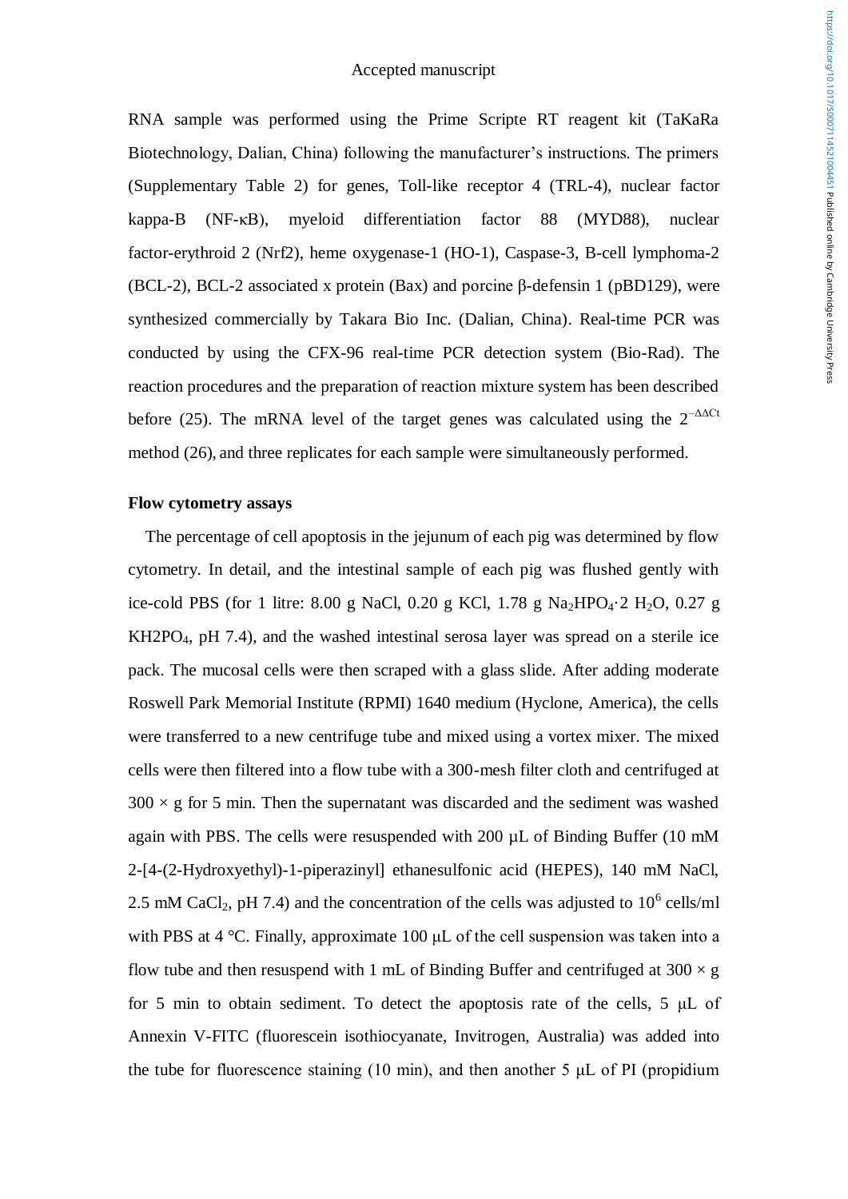RNA sample was performed using the Prime Scripte RT reagent kit (TaKaRa Biotechnology, Dalian, China) following the manufacturer's instructions. The primers (Supplementary Table 2) for genes, Toll-like receptor 4 (TRL-4), nuclear factor kappa-B (NF-κB), myeloid differentiation factor 88 (MYD88), nuclear factor-erythroid 2 (Nrf2), heme oxygenase-1 (HO-1), Caspase-3, B-cell lymphoma-2 (BCL-2), BCL-2 associated x protein (Bax) and porcine β-defensin 1 (pBD129), were synthesized commercially by Takara Bio Inc. (Dalian, China). Real-time PCR was conducted by using the CFX-96 real-time PCR detection system (Bio-Rad). The reaction procedures and the preparation of reaction mixture system has been described before (25). The mRNA level of the target genes was calculated using the $2^{-\Delta\Delta Ct}$ method (26), and three replicates for each sample were simultaneously performed.

**Flow cytometry assays**

The percentage of cell apoptosis in the jejunum of each pig was determined by flow cytometry. In detail, and the intestinal sample of each pig was flushed gently with ice-cold PBS (for 1 litre: 8.00 g NaCl, 0.20 g KCl, 1.78 g $Na_2HPO_4 \cdot 2\ H_2O$, 0.27 g $KH2PO_4$, pH 7.4), and the washed intestinal serosa layer was spread on a sterile ice pack. The mucosal cells were then scraped with a glass slide. After adding moderate Roswell Park Memorial Institute (RPMI) 1640 medium (Hyclone, America), the cells were transferred to a new centrifuge tube and mixed using a vortex mixer. The mixed cells were then filtered into a flow tube with a 300-mesh filter cloth and centrifuged at 300 × g for 5 min. Then the supernatant was discarded and the sediment was washed again with PBS. The cells were resuspended with 200 μL of Binding Buffer (10 mM 2-[4-(2-Hydroxyethyl)-1-piperazinyl] ethanesulfonic acid (HEPES), 140 mM NaCl, 2.5 mM $CaCl_2$, pH 7.4) and the concentration of the cells was adjusted to $10^6$ cells/ml with PBS at 4 °C. Finally, approximate 100 μL of the cell suspension was taken into a flow tube and then resuspend with 1 mL of Binding Buffer and centrifuged at 300 × g for 5 min to obtain sediment. To detect the apoptosis rate of the cells, 5 μL of Annexin V-FITC (fluorescein isothiocyanate, Invitrogen, Australia) was added into the tube for fluorescence staining (10 min), and then another 5 μL of PI (propidium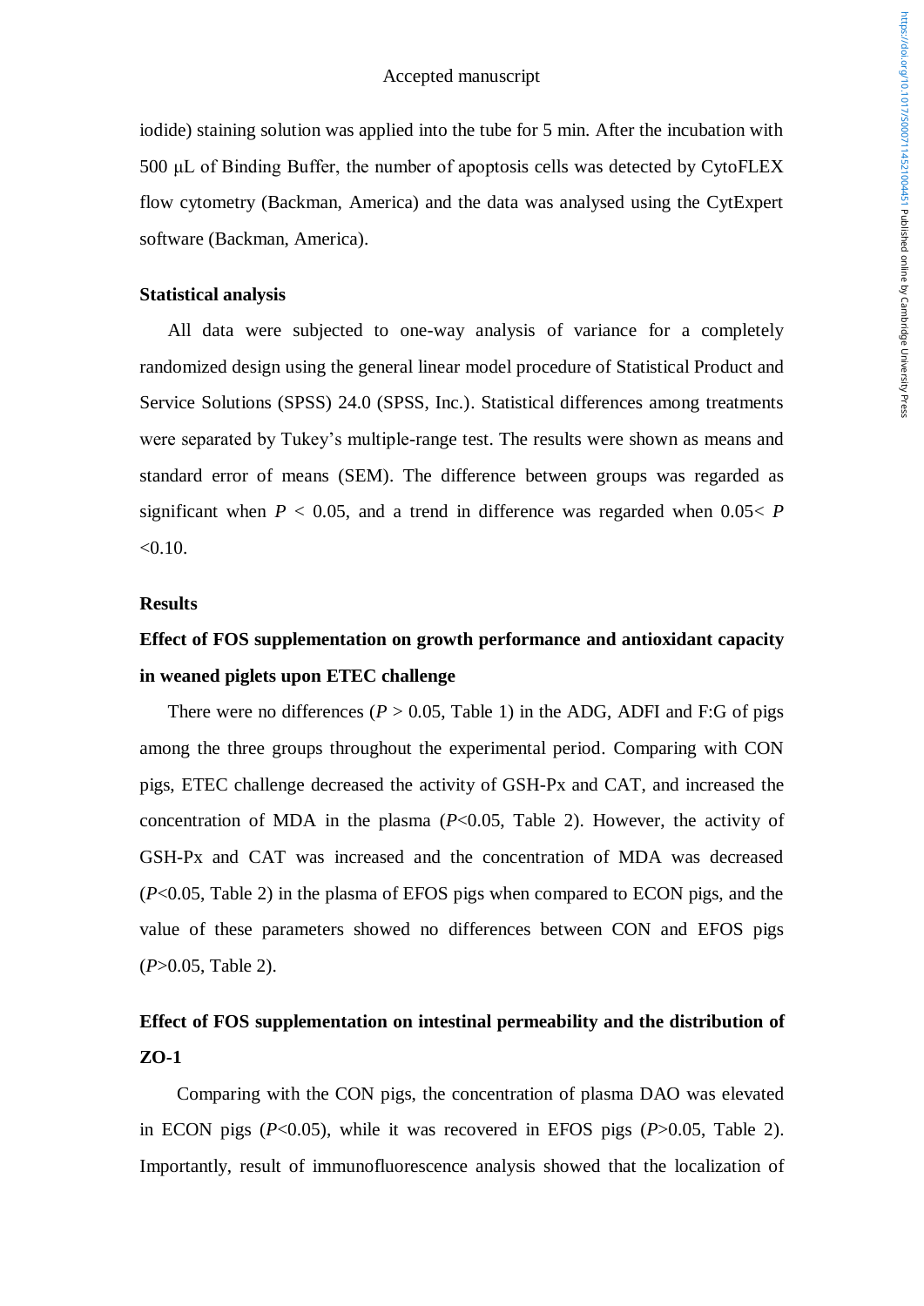iodide) staining solution was applied into the tube for 5 min. After the incubation with 500 μL of Binding Buffer, the number of apoptosis cells was detected by CytoFLEX flow cytometry (Backman, America) and the data was analysed using the CytExpert software (Backman, America).

### Statistical analysis

All data were subjected to one-way analysis of variance for a completely randomized design using the general linear model procedure of Statistical Product and Service Solutions (SPSS) 24.0 (SPSS, Inc.). Statistical differences among treatments were separated by Tukey's multiple-range test. The results were shown as means and standard error of means (SEM). The difference between groups was regarded as significant when $P < 0.05$, and a trend in difference was regarded when $0.05 < P < 0.10$.

## Results

### Effect of FOS supplementation on growth performance and antioxidant capacity in weaned piglets upon ETEC challenge

There were no differences ($P > 0.05$, Table 1) in the ADG, ADFI and F:G of pigs among the three groups throughout the experimental period. Comparing with CON pigs, ETEC challenge decreased the activity of GSH-Px and CAT, and increased the concentration of MDA in the plasma ($P<0.05$, Table 2). However, the activity of GSH-Px and CAT was increased and the concentration of MDA was decreased ($P<0.05$, Table 2) in the plasma of EFOS pigs when compared to ECON pigs, and the value of these parameters showed no differences between CON and EFOS pigs ($P>0.05$, Table 2).

### Effect of FOS supplementation on intestinal permeability and the distribution of ZO-1

Comparing with the CON pigs, the concentration of plasma DAO was elevated in ECON pigs ($P<0.05$), while it was recovered in EFOS pigs ($P>0.05$, Table 2). Importantly, result of immunofluorescence analysis showed that the localization of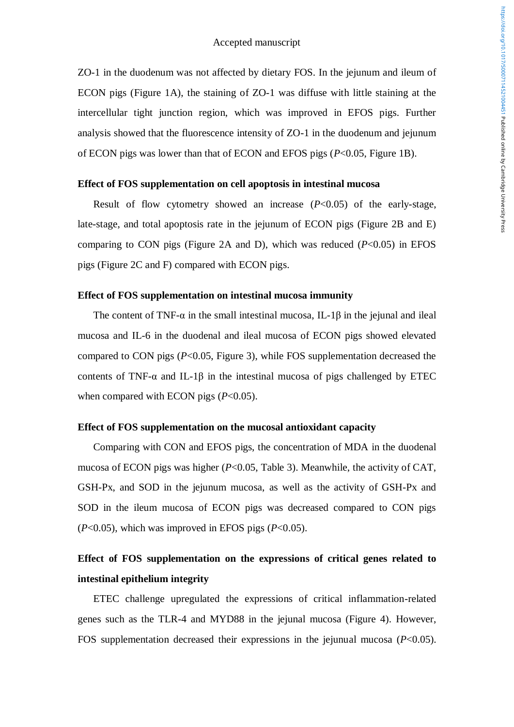ZO-1 in the duodenum was not affected by dietary FOS. In the jejunum and ileum of ECON pigs (Figure 1A), the staining of ZO-1 was diffuse with little staining at the intercellular tight junction region, which was improved in EFOS pigs. Further analysis showed that the fluorescence intensity of ZO-1 in the duodenum and jejunum of ECON pigs was lower than that of ECON and EFOS pigs ($P$<0.05, Figure 1B).

### Effect of FOS supplementation on cell apoptosis in intestinal mucosa

Result of flow cytometry showed an increase ($P$<0.05) of the early-stage, late-stage, and total apoptosis rate in the jejunum of ECON pigs (Figure 2B and E) comparing to CON pigs (Figure 2A and D), which was reduced ($P$<0.05) in EFOS pigs (Figure 2C and F) compared with ECON pigs.

### Effect of FOS supplementation on intestinal mucosa immunity

The content of TNF-α in the small intestinal mucosa, IL-1β in the jejunal and ileal mucosa and IL-6 in the duodenal and ileal mucosa of ECON pigs showed elevated compared to CON pigs ($P$<0.05, Figure 3), while FOS supplementation decreased the contents of TNF-α and IL-1β in the intestinal mucosa of pigs challenged by ETEC when compared with ECON pigs ($P$<0.05).

### Effect of FOS supplementation on the mucosal antioxidant capacity

Comparing with CON and EFOS pigs, the concentration of MDA in the duodenal mucosa of ECON pigs was higher ($P$<0.05, Table 3). Meanwhile, the activity of CAT, GSH-Px, and SOD in the jejunum mucosa, as well as the activity of GSH-Px and SOD in the ileum mucosa of ECON pigs was decreased compared to CON pigs ($P$<0.05), which was improved in EFOS pigs ($P$<0.05).

### Effect of FOS supplementation on the expressions of critical genes related to intestinal epithelium integrity

ETEC challenge upregulated the expressions of critical inflammation-related genes such as the TLR-4 and MYD88 in the jejunal mucosa (Figure 4). However, FOS supplementation decreased their expressions in the jejunual mucosa ($P$<0.05).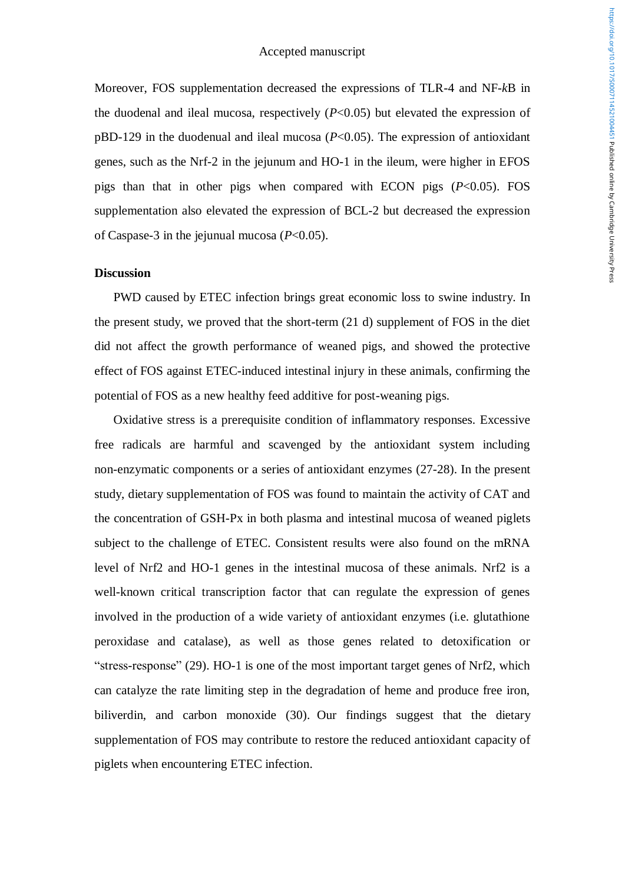Moreover, FOS supplementation decreased the expressions of TLR-4 and NF-*k*B in the duodenal and ileal mucosa, respectively ($P$<0.05) but elevated the expression of pBD-129 in the duodenual and ileal mucosa ($P$<0.05). The expression of antioxidant genes, such as the Nrf-2 in the jejunum and HO-1 in the ileum, were higher in EFOS pigs than that in other pigs when compared with ECON pigs ($P$<0.05). FOS supplementation also elevated the expression of BCL-2 but decreased the expression of Caspase-3 in the jejunual mucosa ($P$<0.05).

## Discussion

PWD caused by ETEC infection brings great economic loss to swine industry. In the present study, we proved that the short-term (21 d) supplement of FOS in the diet did not affect the growth performance of weaned pigs, and showed the protective effect of FOS against ETEC-induced intestinal injury in these animals, confirming the potential of FOS as a new healthy feed additive for post-weaning pigs.

Oxidative stress is a prerequisite condition of inflammatory responses. Excessive free radicals are harmful and scavenged by the antioxidant system including non-enzymatic components or a series of antioxidant enzymes (27-28). In the present study, dietary supplementation of FOS was found to maintain the activity of CAT and the concentration of GSH-Px in both plasma and intestinal mucosa of weaned piglets subject to the challenge of ETEC. Consistent results were also found on the mRNA level of Nrf2 and HO-1 genes in the intestinal mucosa of these animals. Nrf2 is a well-known critical transcription factor that can regulate the expression of genes involved in the production of a wide variety of antioxidant enzymes (i.e. glutathione peroxidase and catalase), as well as those genes related to detoxification or "stress-response" (29). HO-1 is one of the most important target genes of Nrf2, which can catalyze the rate limiting step in the degradation of heme and produce free iron, biliverdin, and carbon monoxide (30). Our findings suggest that the dietary supplementation of FOS may contribute to restore the reduced antioxidant capacity of piglets when encountering ETEC infection.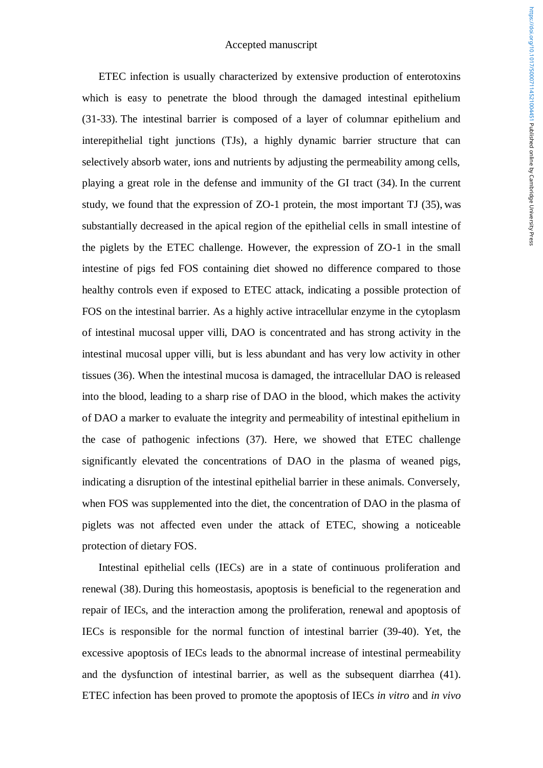ETEC infection is usually characterized by extensive production of enterotoxins which is easy to penetrate the blood through the damaged intestinal epithelium (31-33). The intestinal barrier is composed of a layer of columnar epithelium and interepithelial tight junctions (TJs), a highly dynamic barrier structure that can selectively absorb water, ions and nutrients by adjusting the permeability among cells, playing a great role in the defense and immunity of the GI tract (34). In the current study, we found that the expression of ZO-1 protein, the most important TJ (35), was substantially decreased in the apical region of the epithelial cells in small intestine of the piglets by the ETEC challenge. However, the expression of ZO-1 in the small intestine of pigs fed FOS containing diet showed no difference compared to those healthy controls even if exposed to ETEC attack, indicating a possible protection of FOS on the intestinal barrier. As a highly active intracellular enzyme in the cytoplasm of intestinal mucosal upper villi, DAO is concentrated and has strong activity in the intestinal mucosal upper villi, but is less abundant and has very low activity in other tissues (36). When the intestinal mucosa is damaged, the intracellular DAO is released into the blood, leading to a sharp rise of DAO in the blood, which makes the activity of DAO a marker to evaluate the integrity and permeability of intestinal epithelium in the case of pathogenic infections (37). Here, we showed that ETEC challenge significantly elevated the concentrations of DAO in the plasma of weaned pigs, indicating a disruption of the intestinal epithelial barrier in these animals. Conversely, when FOS was supplemented into the diet, the concentration of DAO in the plasma of piglets was not affected even under the attack of ETEC, showing a noticeable protection of dietary FOS.

Intestinal epithelial cells (IECs) are in a state of continuous proliferation and renewal (38). During this homeostasis, apoptosis is beneficial to the regeneration and repair of IECs, and the interaction among the proliferation, renewal and apoptosis of IECs is responsible for the normal function of intestinal barrier (39-40). Yet, the excessive apoptosis of IECs leads to the abnormal increase of intestinal permeability and the dysfunction of intestinal barrier, as well as the subsequent diarrhea (41). ETEC infection has been proved to promote the apoptosis of IECs *in vitro* and *in vivo*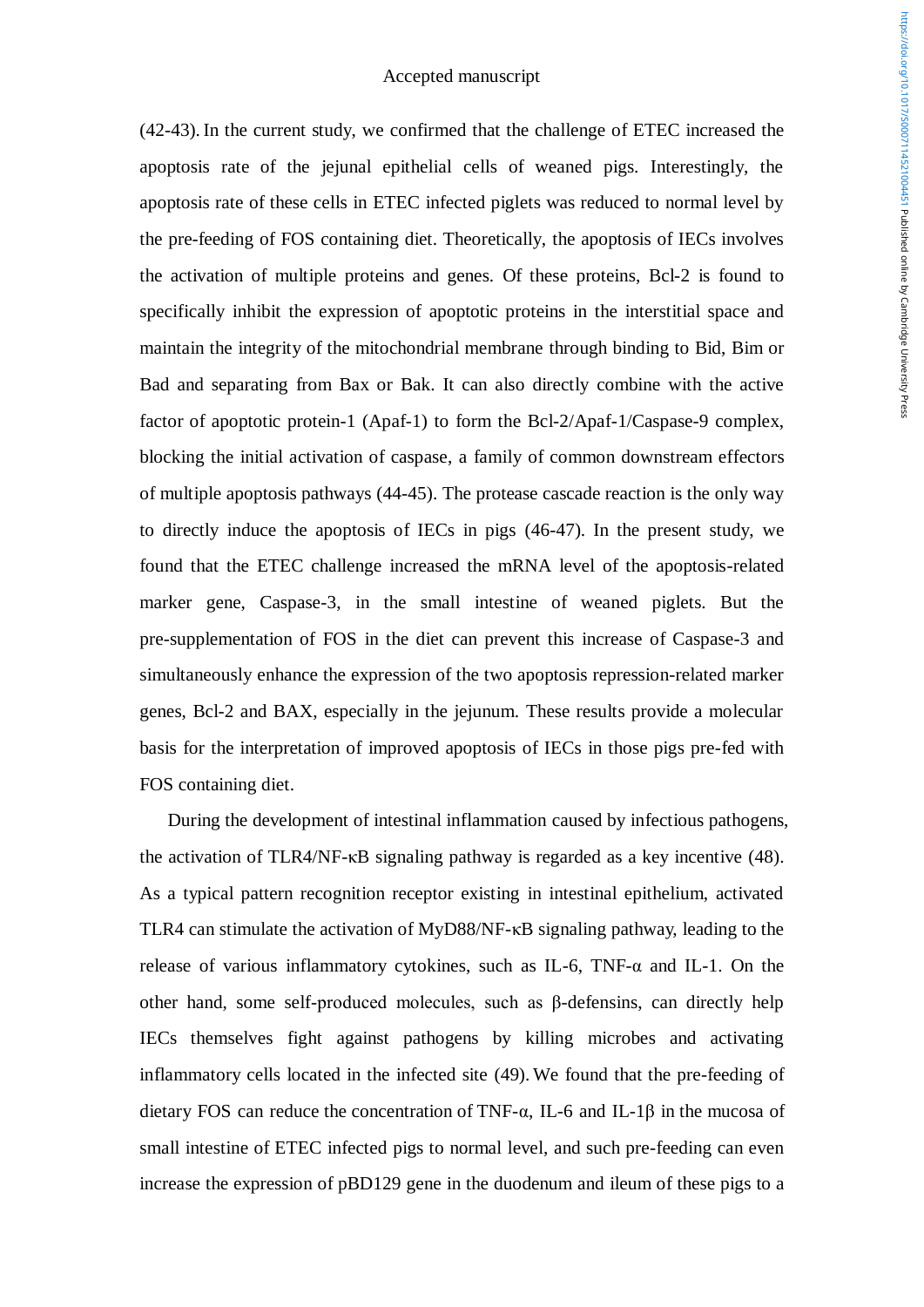(42-43). In the current study, we confirmed that the challenge of ETEC increased the apoptosis rate of the jejunal epithelial cells of weaned pigs. Interestingly, the apoptosis rate of these cells in ETEC infected piglets was reduced to normal level by the pre-feeding of FOS containing diet. Theoretically, the apoptosis of IECs involves the activation of multiple proteins and genes. Of these proteins, Bcl-2 is found to specifically inhibit the expression of apoptotic proteins in the interstitial space and maintain the integrity of the mitochondrial membrane through binding to Bid, Bim or Bad and separating from Bax or Bak. It can also directly combine with the active factor of apoptotic protein-1 (Apaf-1) to form the Bcl-2/Apaf-1/Caspase-9 complex, blocking the initial activation of caspase, a family of common downstream effectors of multiple apoptosis pathways (44-45). The protease cascade reaction is the only way to directly induce the apoptosis of IECs in pigs (46-47). In the present study, we found that the ETEC challenge increased the mRNA level of the apoptosis-related marker gene, Caspase-3, in the small intestine of weaned piglets. But the pre-supplementation of FOS in the diet can prevent this increase of Caspase-3 and simultaneously enhance the expression of the two apoptosis repression-related marker genes, Bcl-2 and BAX, especially in the jejunum. These results provide a molecular basis for the interpretation of improved apoptosis of IECs in those pigs pre-fed with FOS containing diet.

During the development of intestinal inflammation caused by infectious pathogens, the activation of TLR4/NF-κB signaling pathway is regarded as a key incentive (48). As a typical pattern recognition receptor existing in intestinal epithelium, activated TLR4 can stimulate the activation of MyD88/NF-κB signaling pathway, leading to the release of various inflammatory cytokines, such as IL-6, TNF-α and IL-1. On the other hand, some self-produced molecules, such as β-defensins, can directly help IECs themselves fight against pathogens by killing microbes and activating inflammatory cells located in the infected site (49). We found that the pre-feeding of dietary FOS can reduce the concentration of TNF-α, IL-6 and IL-1β in the mucosa of small intestine of ETEC infected pigs to normal level, and such pre-feeding can even increase the expression of pBD129 gene in the duodenum and ileum of these pigs to a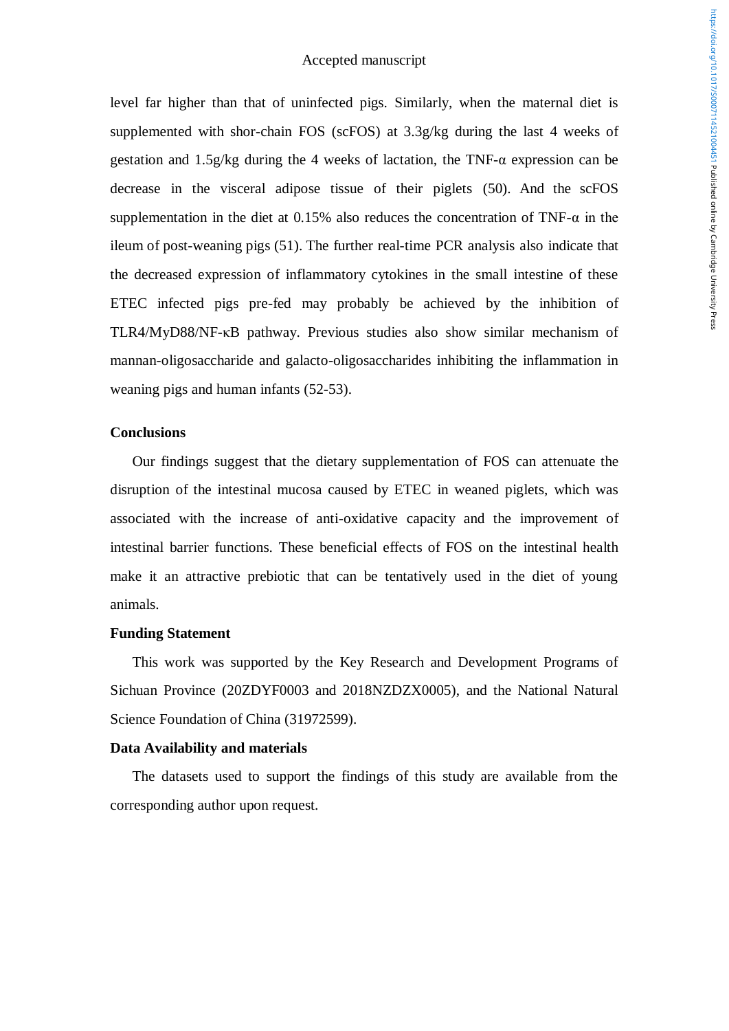level far higher than that of uninfected pigs. Similarly, when the maternal diet is supplemented with shor-chain FOS (scFOS) at 3.3g/kg during the last 4 weeks of gestation and 1.5g/kg during the 4 weeks of lactation, the TNF-α expression can be decrease in the visceral adipose tissue of their piglets (50). And the scFOS supplementation in the diet at 0.15% also reduces the concentration of TNF-α in the ileum of post-weaning pigs (51). The further real-time PCR analysis also indicate that the decreased expression of inflammatory cytokines in the small intestine of these ETEC infected pigs pre-fed may probably be achieved by the inhibition of TLR4/MyD88/NF-κB pathway. Previous studies also show similar mechanism of mannan-oligosaccharide and galacto-oligosaccharides inhibiting the inflammation in weaning pigs and human infants (52-53).

## Conclusions

Our findings suggest that the dietary supplementation of FOS can attenuate the disruption of the intestinal mucosa caused by ETEC in weaned piglets, which was associated with the increase of anti-oxidative capacity and the improvement of intestinal barrier functions. These beneficial effects of FOS on the intestinal health make it an attractive prebiotic that can be tentatively used in the diet of young animals.

## Funding Statement

This work was supported by the Key Research and Development Programs of Sichuan Province (20ZDYF0003 and 2018NZDZX0005), and the National Natural Science Foundation of China (31972599).

## Data Availability and materials

The datasets used to support the findings of this study are available from the corresponding author upon request.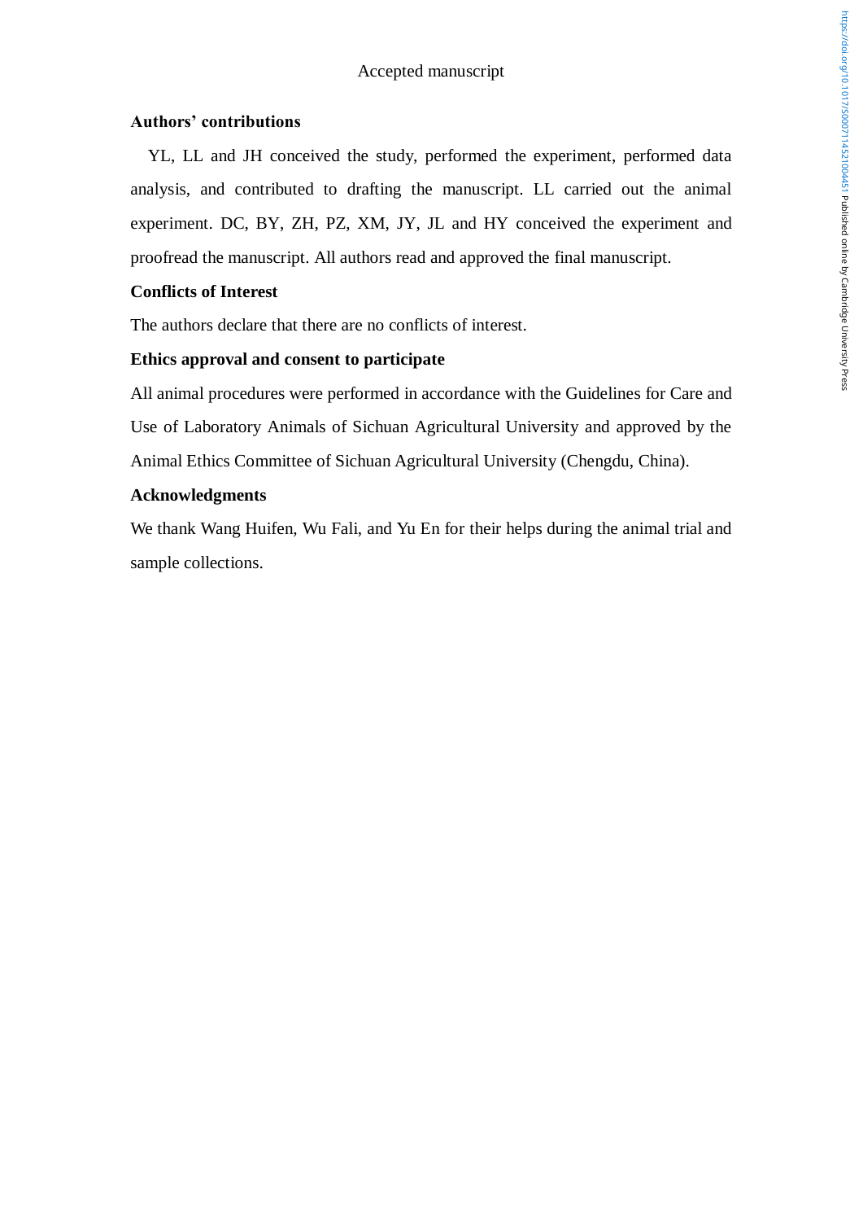## Authors' contributions

YL, LL and JH conceived the study, performed the experiment, performed data analysis, and contributed to drafting the manuscript. LL carried out the animal experiment. DC, BY, ZH, PZ, XM, JY, JL and HY conceived the experiment and proofread the manuscript. All authors read and approved the final manuscript.

## Conflicts of Interest

The authors declare that there are no conflicts of interest.

## Ethics approval and consent to participate

All animal procedures were performed in accordance with the Guidelines for Care and Use of Laboratory Animals of Sichuan Agricultural University and approved by the Animal Ethics Committee of Sichuan Agricultural University (Chengdu, China).

## Acknowledgments

We thank Wang Huifen, Wu Fali, and Yu En for their helps during the animal trial and sample collections.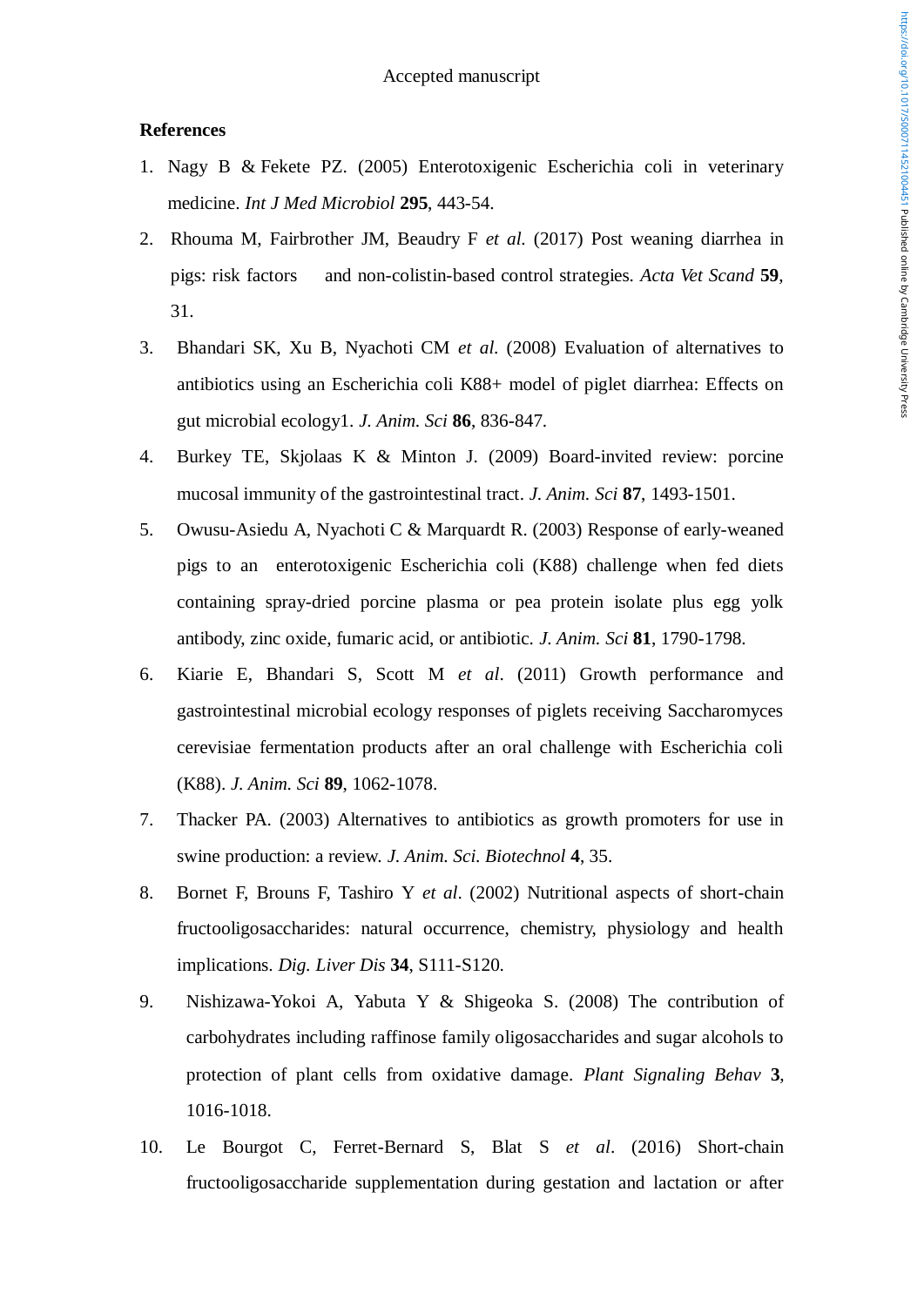## References

1. Nagy B & Fekete PZ. (2005) Enterotoxigenic Escherichia coli in veterinary medicine. *Int J Med Microbiol* **295**, 443-54.
2. Rhouma M, Fairbrother JM, Beaudry F *et al.* (2017) Post weaning diarrhea in pigs: risk factors and non-colistin-based control strategies. *Acta Vet Scand* **59**, 31.
3. Bhandari SK, Xu B, Nyachoti CM *et al.* (2008) Evaluation of alternatives to antibiotics using an Escherichia coli K88+ model of piglet diarrhea: Effects on gut microbial ecology1. *J. Anim. Sci* **86**, 836-847.
4. Burkey TE, Skjolaas K & Minton J. (2009) Board-invited review: porcine mucosal immunity of the gastrointestinal tract. *J. Anim. Sci* **87**, 1493-1501.
5. Owusu-Asiedu A, Nyachoti C & Marquardt R. (2003) Response of early-weaned pigs to an enterotoxigenic Escherichia coli (K88) challenge when fed diets containing spray-dried porcine plasma or pea protein isolate plus egg yolk antibody, zinc oxide, fumaric acid, or antibiotic. *J. Anim. Sci* **81**, 1790-1798.
6. Kiarie E, Bhandari S, Scott M *et al*. (2011) Growth performance and gastrointestinal microbial ecology responses of piglets receiving Saccharomyces cerevisiae fermentation products after an oral challenge with Escherichia coli (K88). *J. Anim. Sci* **89**, 1062-1078.
7. Thacker PA. (2003) Alternatives to antibiotics as growth promoters for use in swine production: a review. *J. Anim. Sci. Biotechnol* **4**, 35.
8. Bornet F, Brouns F, Tashiro Y *et al*. (2002) Nutritional aspects of short-chain fructooligosaccharides: natural occurrence, chemistry, physiology and health implications. *Dig. Liver Dis* **34**, S111-S120.
9. Nishizawa-Yokoi A, Yabuta Y & Shigeoka S. (2008) The contribution of carbohydrates including raffinose family oligosaccharides and sugar alcohols to protection of plant cells from oxidative damage. *Plant Signaling Behav* **3**, 1016-1018.
10. Le Bourgot C, Ferret-Bernard S, Blat S *et al.* (2016) Short-chain fructooligosaccharide supplementation during gestation and lactation or after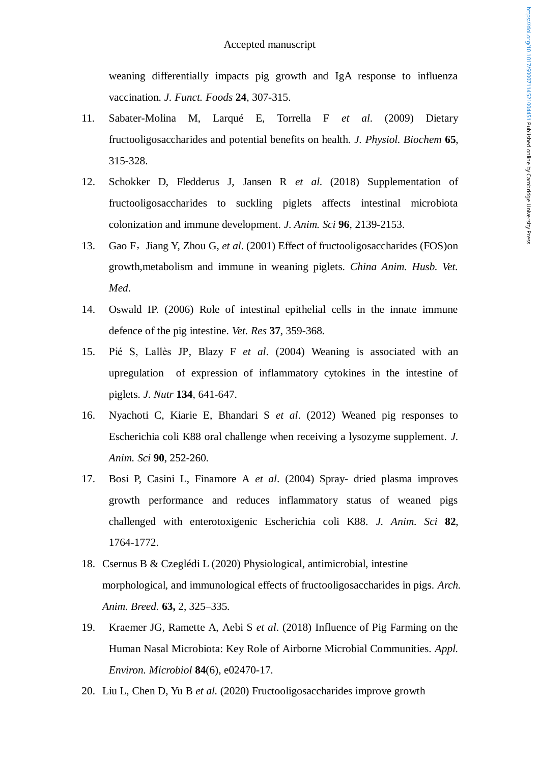weaning differentially impacts pig growth and IgA response to influenza vaccination. *J. Funct. Foods* **24**, 307-315.

11. Sabater-Molina M, Larqué E, Torrella F *et al*. (2009) Dietary fructooligosaccharides and potential benefits on health. *J. Physiol. Biochem* **65**, 315-328.
12. Schokker D, Fledderus J, Jansen R *et al*. (2018) Supplementation of fructooligosaccharides to suckling piglets affects intestinal microbiota colonization and immune development. *J. Anim. Sci* **96**, 2139-2153.
13. Gao F，Jiang Y, Zhou G, *et al*. (2001) Effect of fructooligosaccharides (FOS)on growth,metabolism and immune in weaning piglets. *China Anim. Husb. Vet. Med*.
14. Oswald IP. (2006) Role of intestinal epithelial cells in the innate immune defence of the pig intestine. *Vet. Res* **37**, 359-368.
15. Pié S, Lallès JP, Blazy F *et al*. (2004) Weaning is associated with an upregulation of expression of inflammatory cytokines in the intestine of piglets. *J. Nutr* **134**, 641-647.
16. Nyachoti C, Kiarie E, Bhandari S *et al*. (2012) Weaned pig responses to Escherichia coli K88 oral challenge when receiving a lysozyme supplement. *J. Anim. Sci* **90**, 252-260.
17. Bosi P, Casini L, Finamore A *et al*. (2004) Spray- dried plasma improves growth performance and reduces inflammatory status of weaned pigs challenged with enterotoxigenic Escherichia coli K88. *J. Anim. Sci* **82**, 1764-1772.
18. Csernus B & Czeglédi L (2020) Physiological, antimicrobial, intestine morphological, and immunological effects of fructooligosaccharides in pigs. *Arch. Anim. Breed.* **63,** 2, 325–335.
19. Kraemer JG, Ramette A, Aebi S *et al*. (2018) Influence of Pig Farming on the Human Nasal Microbiota: Key Role of Airborne Microbial Communities. *Appl. Environ. Microbiol* **84**(6), e02470-17.
20. Liu L, Chen D, Yu B *et al.* (2020) Fructooligosaccharides improve growth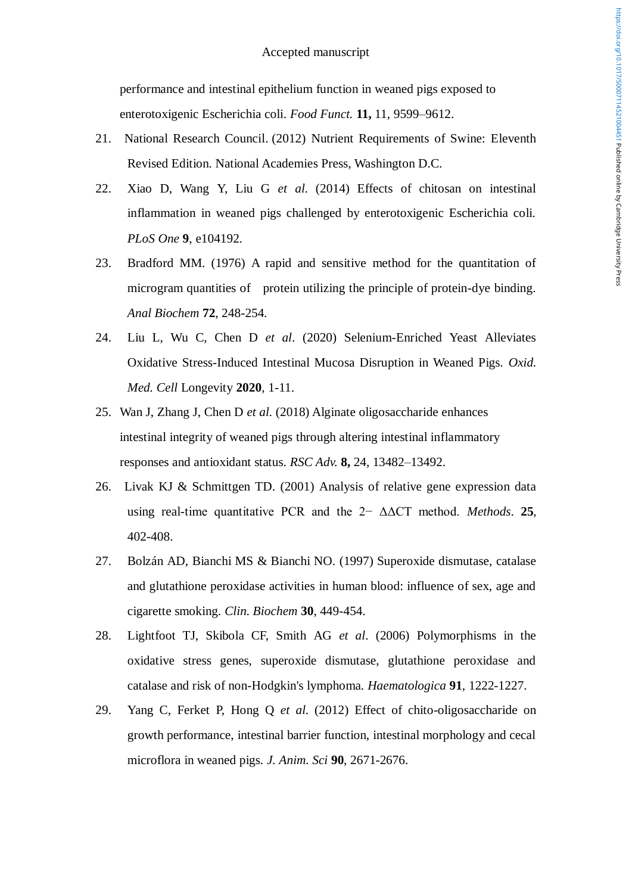performance and intestinal epithelium function in weaned pigs exposed to enterotoxigenic Escherichia coli. *Food Funct.* **11,** 11, 9599–9612.

21. National Research Council. (2012) Nutrient Requirements of Swine: Eleventh Revised Edition. National Academies Press, Washington D.C.

22. Xiao D, Wang Y, Liu G *et al.* (2014) Effects of chitosan on intestinal inflammation in weaned pigs challenged by enterotoxigenic Escherichia coli. *PLoS One* **9**, e104192.

23. Bradford MM. (1976) A rapid and sensitive method for the quantitation of microgram quantities of protein utilizing the principle of protein-dye binding. *Anal Biochem* **72**, 248-254.

24. Liu L, Wu C, Chen D *et al*. (2020) Selenium-Enriched Yeast Alleviates Oxidative Stress-Induced Intestinal Mucosa Disruption in Weaned Pigs. *Oxid. Med. Cell* Longevity **2020**, 1-11.

25. Wan J, Zhang J, Chen D *et al.* (2018) Alginate oligosaccharide enhances intestinal integrity of weaned pigs through altering intestinal inflammatory responses and antioxidant status. *RSC Adv.* **8,** 24, 13482–13492.

26. Livak KJ & Schmittgen TD. (2001) Analysis of relative gene expression data using real-time quantitative PCR and the 2− ΔΔCT method. *Methods*. **25**, 402-408.

27. Bolzán AD, Bianchi MS & Bianchi NO. (1997) Superoxide dismutase, catalase and glutathione peroxidase activities in human blood: influence of sex, age and cigarette smoking. *Clin. Biochem* **30**, 449-454.

28. Lightfoot TJ, Skibola CF, Smith AG *et al*. (2006) Polymorphisms in the oxidative stress genes, superoxide dismutase, glutathione peroxidase and catalase and risk of non-Hodgkin's lymphoma. *Haematologica* **91**, 1222-1227.

29. Yang C, Ferket P, Hong Q *et al.* (2012) Effect of chito-oligosaccharide on growth performance, intestinal barrier function, intestinal morphology and cecal microflora in weaned pigs. *J. Anim. Sci* **90**, 2671-2676.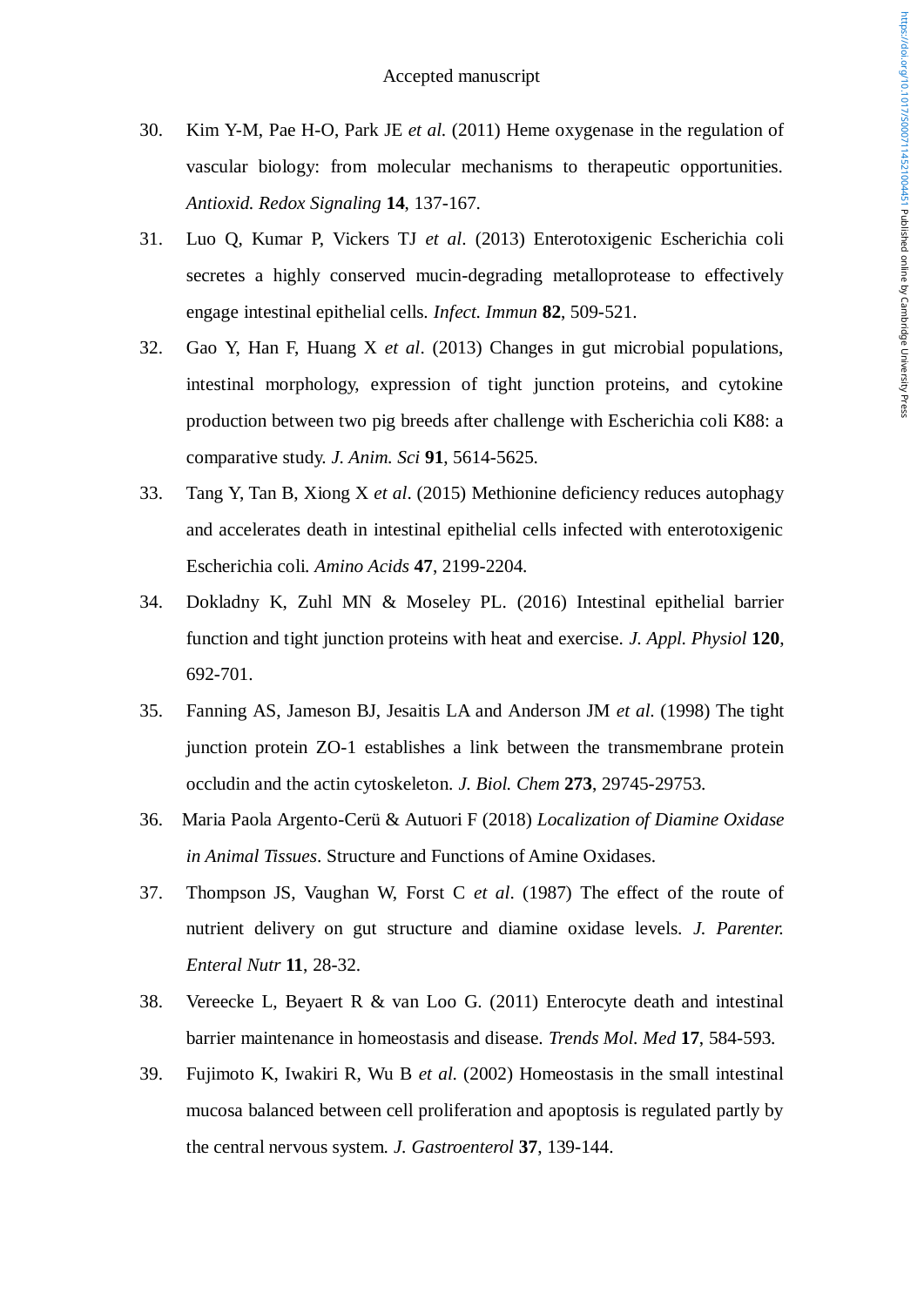30. Kim Y-M, Pae H-O, Park JE *et al.* (2011) Heme oxygenase in the regulation of vascular biology: from molecular mechanisms to therapeutic opportunities. *Antioxid. Redox Signaling* **14**, 137-167.
31. Luo Q, Kumar P, Vickers TJ *et al*. (2013) Enterotoxigenic Escherichia coli secretes a highly conserved mucin-degrading metalloprotease to effectively engage intestinal epithelial cells. *Infect. Immun* **82**, 509-521.
32. Gao Y, Han F, Huang X *et al*. (2013) Changes in gut microbial populations, intestinal morphology, expression of tight junction proteins, and cytokine production between two pig breeds after challenge with Escherichia coli K88: a comparative study. *J. Anim. Sci* **91**, 5614-5625.
33. Tang Y, Tan B, Xiong X *et al*. (2015) Methionine deficiency reduces autophagy and accelerates death in intestinal epithelial cells infected with enterotoxigenic Escherichia coli. *Amino Acids* **47**, 2199-2204.
34. Dokladny K, Zuhl MN & Moseley PL. (2016) Intestinal epithelial barrier function and tight junction proteins with heat and exercise. *J. Appl. Physiol* **120**, 692-701.
35. Fanning AS, Jameson BJ, Jesaitis LA and Anderson JM *et al.* (1998) The tight junction protein ZO-1 establishes a link between the transmembrane protein occludin and the actin cytoskeleton. *J. Biol. Chem* **273**, 29745-29753.
36. Maria Paola Argento-Cerü & Autuori F (2018) *Localization of Diamine Oxidase in Animal Tissues*. Structure and Functions of Amine Oxidases.
37. Thompson JS, Vaughan W, Forst C *et al*. (1987) The effect of the route of nutrient delivery on gut structure and diamine oxidase levels. *J. Parenter. Enteral Nutr* **11**, 28-32.
38. Vereecke L, Beyaert R & van Loo G. (2011) Enterocyte death and intestinal barrier maintenance in homeostasis and disease. *Trends Mol. Med* **17**, 584-593.
39. Fujimoto K, Iwakiri R, Wu B *et al.* (2002) Homeostasis in the small intestinal mucosa balanced between cell proliferation and apoptosis is regulated partly by the central nervous system. *J. Gastroenterol* **37**, 139-144.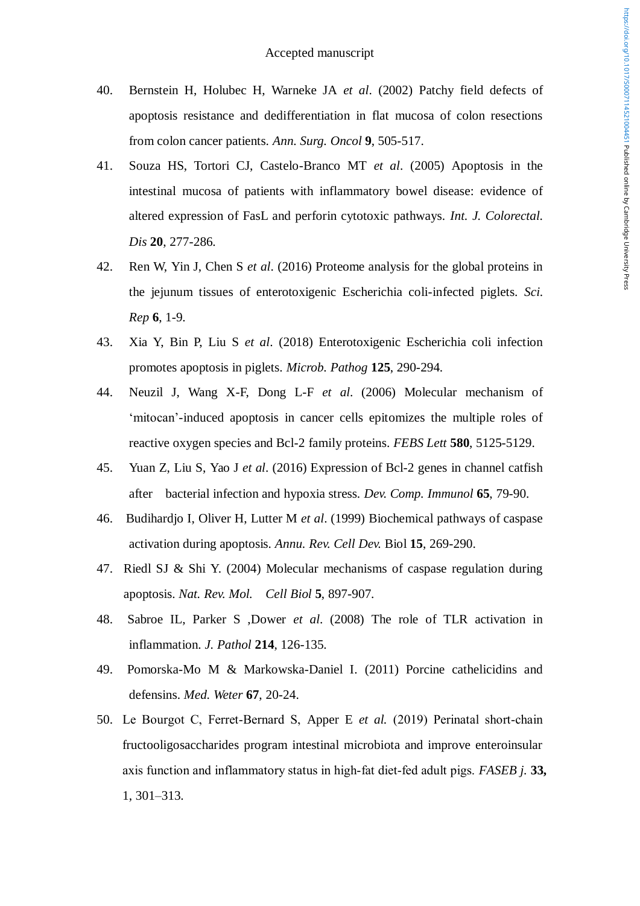40. Bernstein H, Holubec H, Warneke JA *et al*. (2002) Patchy field defects of apoptosis resistance and dedifferentiation in flat mucosa of colon resections from colon cancer patients. *Ann. Surg. Oncol* **9**, 505-517.

41. Souza HS, Tortori CJ, Castelo-Branco MT *et al*. (2005) Apoptosis in the intestinal mucosa of patients with inflammatory bowel disease: evidence of altered expression of FasL and perforin cytotoxic pathways. *Int. J. Colorectal. Dis* **20**, 277-286.

42. Ren W, Yin J, Chen S *et al*. (2016) Proteome analysis for the global proteins in the jejunum tissues of enterotoxigenic Escherichia coli-infected piglets. *Sci. Rep* **6**, 1-9.

43. Xia Y, Bin P, Liu S *et al*. (2018) Enterotoxigenic Escherichia coli infection promotes apoptosis in piglets. *Microb. Pathog* **125**, 290-294.

44. Neuzil J, Wang X-F, Dong L-F *et al*. (2006) Molecular mechanism of 'mitocan'-induced apoptosis in cancer cells epitomizes the multiple roles of reactive oxygen species and Bcl-2 family proteins. *FEBS Lett* **580**, 5125-5129.

45. Yuan Z, Liu S, Yao J *et al*. (2016) Expression of Bcl-2 genes in channel catfish after bacterial infection and hypoxia stress. *Dev. Comp. Immunol* **65**, 79-90.

46. Budihardjo I, Oliver H, Lutter M *et al*. (1999) Biochemical pathways of caspase activation during apoptosis. *Annu. Rev. Cell Dev.* Biol **15**, 269-290.

47. Riedl SJ & Shi Y. (2004) Molecular mechanisms of caspase regulation during apoptosis. *Nat. Rev. Mol. Cell Biol* **5**, 897-907.

48. Sabroe IL, Parker S ,Dower *et al.* (2008) The role of TLR activation in inflammation. *J. Pathol* **214**, 126-135.

49. Pomorska-Mo M & Markowska-Daniel I. (2011) Porcine cathelicidins and defensins. *Med. Weter* **67**, 20-24.

50. Le Bourgot C, Ferret-Bernard S, Apper E *et al.* (2019) Perinatal short-chain fructooligosaccharides program intestinal microbiota and improve enteroinsular axis function and inflammatory status in high-fat diet-fed adult pigs. *FASEB j.* **33,** 1, 301–313.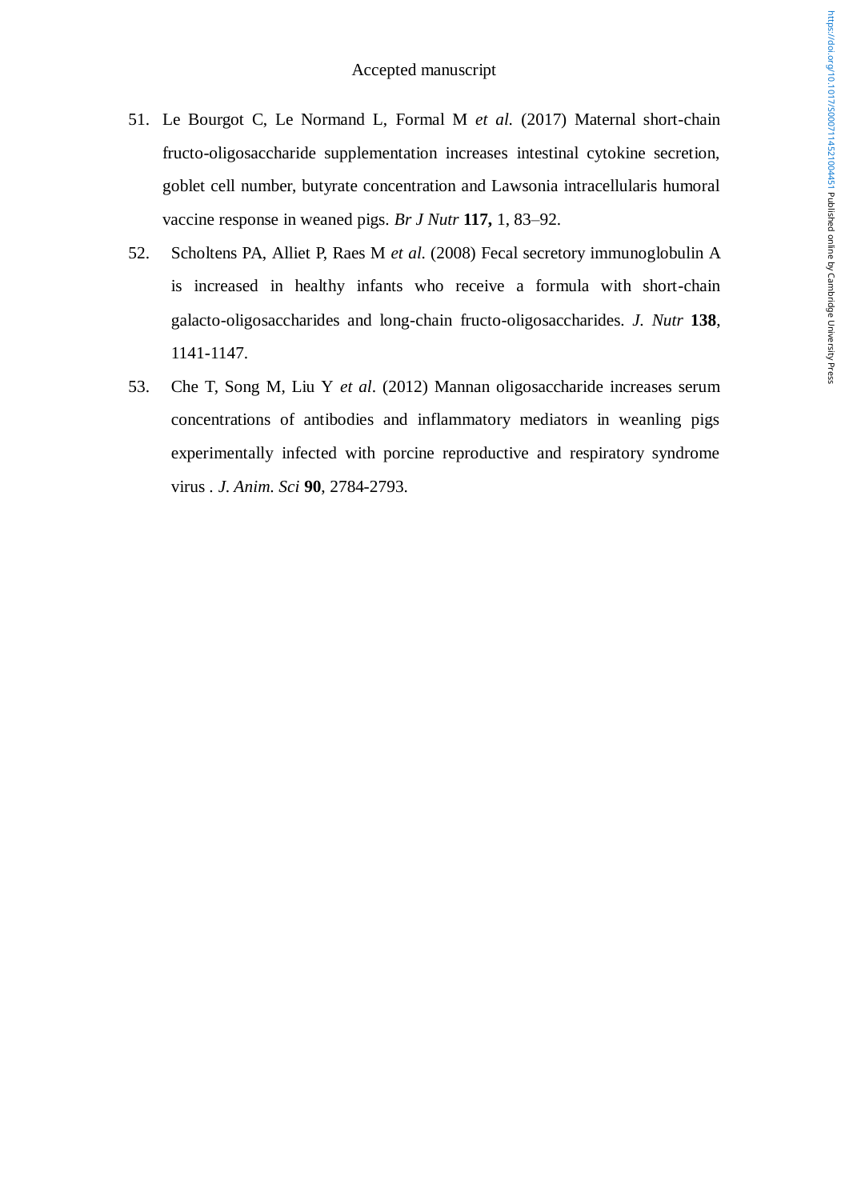51. Le Bourgot C, Le Normand L, Formal M *et al.* (2017) Maternal short-chain fructo-oligosaccharide supplementation increases intestinal cytokine secretion, goblet cell number, butyrate concentration and Lawsonia intracellularis humoral vaccine response in weaned pigs. *Br J Nutr* **117,** 1, 83–92.
52. Scholtens PA, Alliet P, Raes M *et al.* (2008) Fecal secretory immunoglobulin A is increased in healthy infants who receive a formula with short-chain galacto-oligosaccharides and long-chain fructo-oligosaccharides. *J. Nutr* **138**, 1141-1147.
53. Che T, Song M, Liu Y *et al*. (2012) Mannan oligosaccharide increases serum concentrations of antibodies and inflammatory mediators in weanling pigs experimentally infected with porcine reproductive and respiratory syndrome virus . *J. Anim. Sci* **90**, 2784-2793.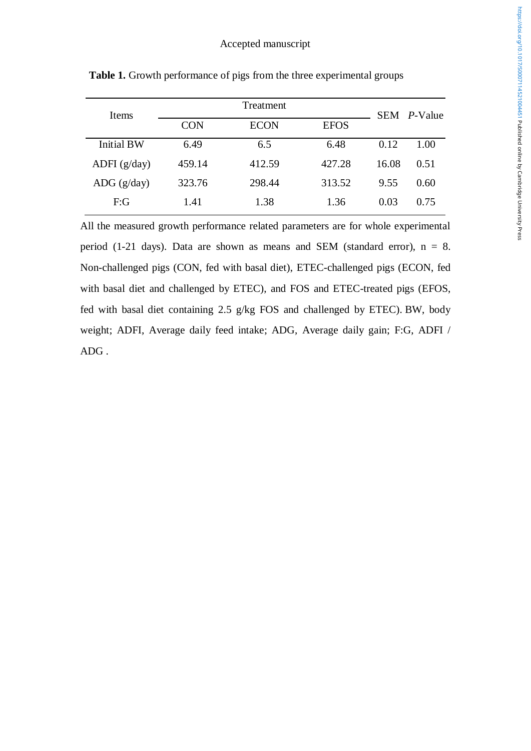**Table 1.** Growth performance of pigs from the three experimental groups

| Items | Treatment | | | SEM | *P*-Value |
|---|---|---|---|---|---|
| | CON | ECON | EFOS | | |
| Initial BW | 6.49 | 6.5 | 6.48 | 0.12 | 1.00 |
| ADFI (g/day) | 459.14 | 412.59 | 427.28 | 16.08 | 0.51 |
| ADG (g/day) | 323.76 | 298.44 | 313.52 | 9.55 | 0.60 |
| F:G | 1.41 | 1.38 | 1.36 | 0.03 | 0.75 |

All the measured growth performance related parameters are for whole experimental period (1-21 days). Data are shown as means and SEM (standard error), n = 8. Non-challenged pigs (CON, fed with basal diet), ETEC-challenged pigs (ECON, fed with basal diet and challenged by ETEC), and FOS and ETEC-treated pigs (EFOS, fed with basal diet containing 2.5 g/kg FOS and challenged by ETEC). BW, body weight; ADFI, Average daily feed intake; ADG, Average daily gain; F:G, ADFI / ADG .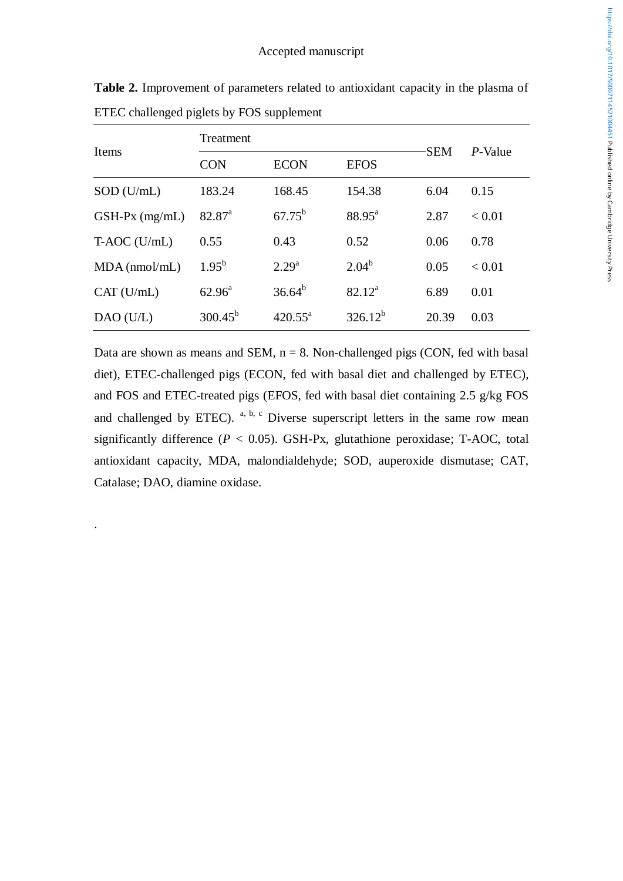**Table 2.** Improvement of parameters related to antioxidant capacity in the plasma of ETEC challenged piglets by FOS supplement

| Items | Treatment | | | SEM | *P*-Value |
|---|---|---|---|---|---|
| | CON | ECON | EFOS | | |
| SOD (U/mL) | 183.24 | 168.45 | 154.38 | 6.04 | 0.15 |
| GSH-Px (mg/mL) | 82.87[a] | 67.75[b] | 88.95[a] | 2.87 | < 0.01 |
| T-AOC (U/mL) | 0.55 | 0.43 | 0.52 | 0.06 | 0.78 |
| MDA (nmol/mL) | 1.95[b] | 2.29[a] | 2.04[b] | 0.05 | < 0.01 |
| CAT (U/mL) | 62.96[a] | 36.64[b] | 82.12[a] | 6.89 | 0.01 |
| DAO (U/L) | 300.45[b] | 420.55[a] | 326.12[b] | 20.39 | 0.03 |

Data are shown as means and SEM, n = 8. Non-challenged pigs (CON, fed with basal diet), ETEC-challenged pigs (ECON, fed with basal diet and challenged by ETEC), and FOS and ETEC-treated pigs (EFOS, fed with basal diet containing 2.5 g/kg FOS and challenged by ETEC). [a, b, c] Diverse superscript letters in the same row mean significantly difference ($P < 0.05$). GSH-Px, glutathione peroxidase; T-AOC, total antioxidant capacity, MDA, malondialdehyde; SOD, auperoxide dismutase; CAT, Catalase; DAO, diamine oxidase.

.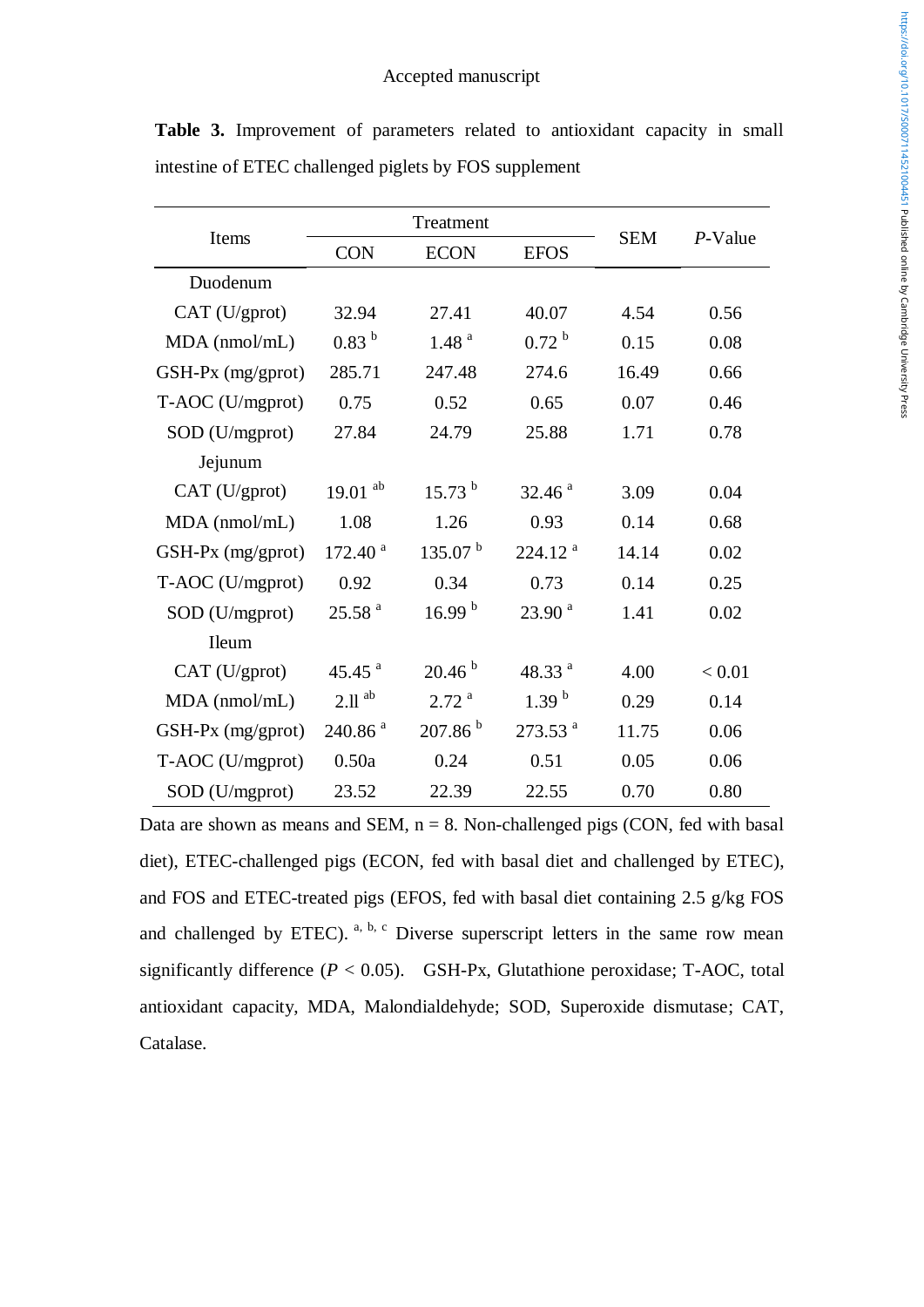Accepted manuscript

**Table 3.** Improvement of parameters related to antioxidant capacity in small intestine of ETEC challenged piglets by FOS supplement

| Items | Treatment | | | SEM | *P*-Value |
|---|---|---|---|---|---|
| | CON | ECON | EFOS | | |
| Duodenum | | | | | |
| CAT (U/gprot) | 32.94 | 27.41 | 40.07 | 4.54 | 0.56 |
| MDA (nmol/mL) | 0.83 $^{b}$ | 1.48 $^{a}$ | 0.72 $^{b}$ | 0.15 | 0.08 |
| GSH-Px (mg/gprot) | 285.71 | 247.48 | 274.6 | 16.49 | 0.66 |
| T-AOC (U/mgprot) | 0.75 | 0.52 | 0.65 | 0.07 | 0.46 |
| SOD (U/mgprot) | 27.84 | 24.79 | 25.88 | 1.71 | 0.78 |
| Jejunum | | | | | |
| CAT (U/gprot) | 19.01 $^{ab}$ | 15.73 $^{b}$ | 32.46 $^{a}$ | 3.09 | 0.04 |
| MDA (nmol/mL) | 1.08 | 1.26 | 0.93 | 0.14 | 0.68 |
| GSH-Px (mg/gprot) | 172.40 $^{a}$ | 135.07 $^{b}$ | 224.12 $^{a}$ | 14.14 | 0.02 |
| T-AOC (U/mgprot) | 0.92 | 0.34 | 0.73 | 0.14 | 0.25 |
| SOD (U/mgprot) | 25.58 $^{a}$ | 16.99 $^{b}$ | 23.90 $^{a}$ | 1.41 | 0.02 |
| Ileum | | | | | |
| CAT (U/gprot) | 45.45 $^{a}$ | 20.46 $^{b}$ | 48.33 $^{a}$ | 4.00 | < 0.01 |
| MDA (nmol/mL) | 2.ll $^{ab}$ | 2.72 $^{a}$ | 1.39 $^{b}$ | 0.29 | 0.14 |
| GSH-Px (mg/gprot) | 240.86 $^{a}$ | 207.86 $^{b}$ | 273.53 $^{a}$ | 11.75 | 0.06 |
| T-AOC (U/mgprot) | 0.50a | 0.24 | 0.51 | 0.05 | 0.06 |
| SOD (U/mgprot) | 23.52 | 22.39 | 22.55 | 0.70 | 0.80 |

Data are shown as means and SEM, n = 8. Non-challenged pigs (CON, fed with basal diet), ETEC-challenged pigs (ECON, fed with basal diet and challenged by ETEC), and FOS and ETEC-treated pigs (EFOS, fed with basal diet containing 2.5 g/kg FOS and challenged by ETEC). $^{a, b, c}$ Diverse superscript letters in the same row mean significantly difference ($P < 0.05$). GSH-Px, Glutathione peroxidase; T-AOC, total antioxidant capacity, MDA, Malondialdehyde; SOD, Superoxide dismutase; CAT, Catalase.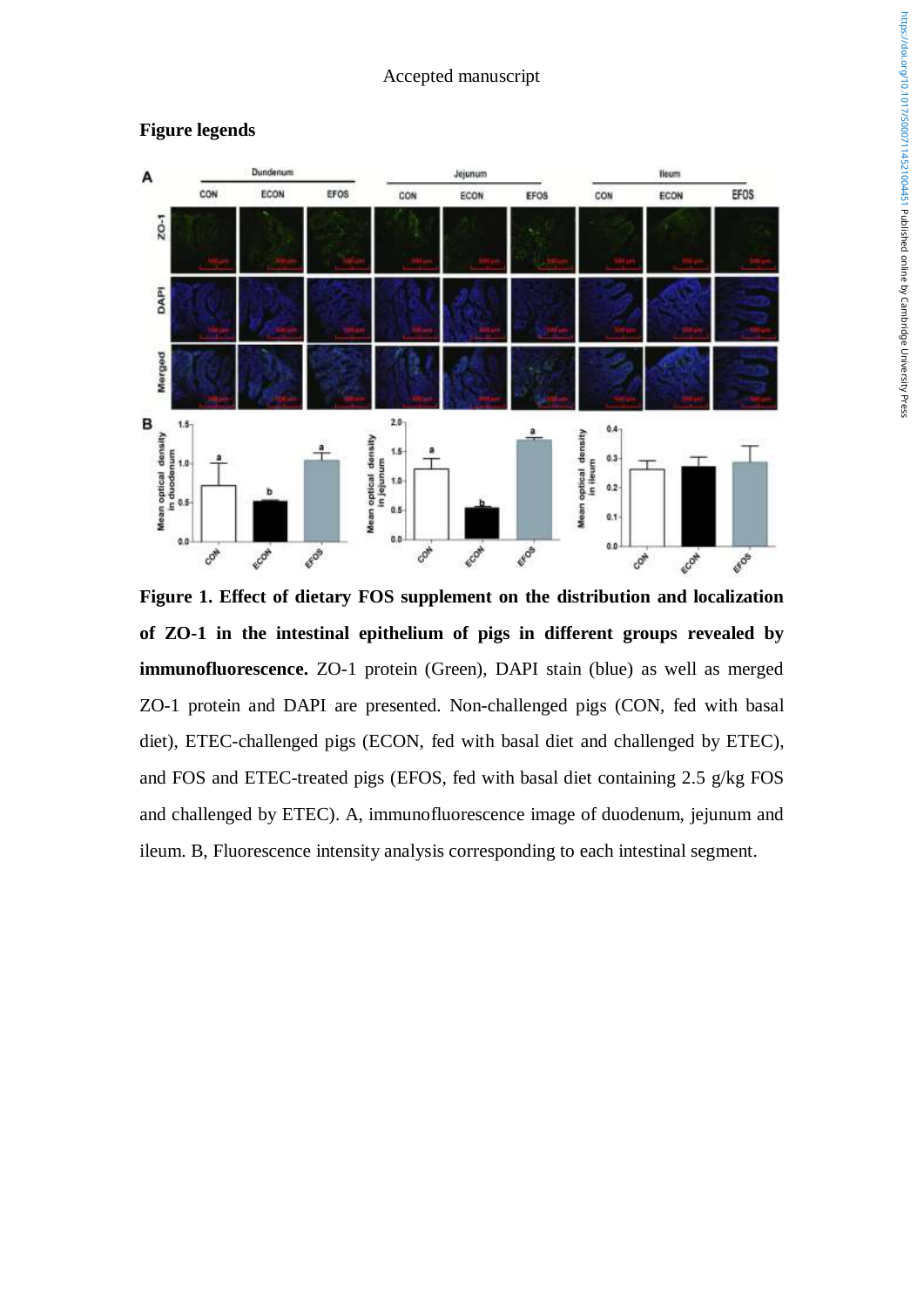## Figure legends

**Figure 1. Effect of dietary FOS supplement on the distribution and localization of ZO-1 in the intestinal epithelium of pigs in different groups revealed by immunofluorescence.** ZO-1 protein (Green), DAPI stain (blue) as well as merged ZO-1 protein and DAPI are presented. Non-challenged pigs (CON, fed with basal diet), ETEC-challenged pigs (ECON, fed with basal diet and challenged by ETEC), and FOS and ETEC-treated pigs (EFOS, fed with basal diet containing 2.5 g/kg FOS and challenged by ETEC). A, immunofluorescence image of duodenum, jejunum and ileum. B, Fluorescence intensity analysis corresponding to each intestinal segment.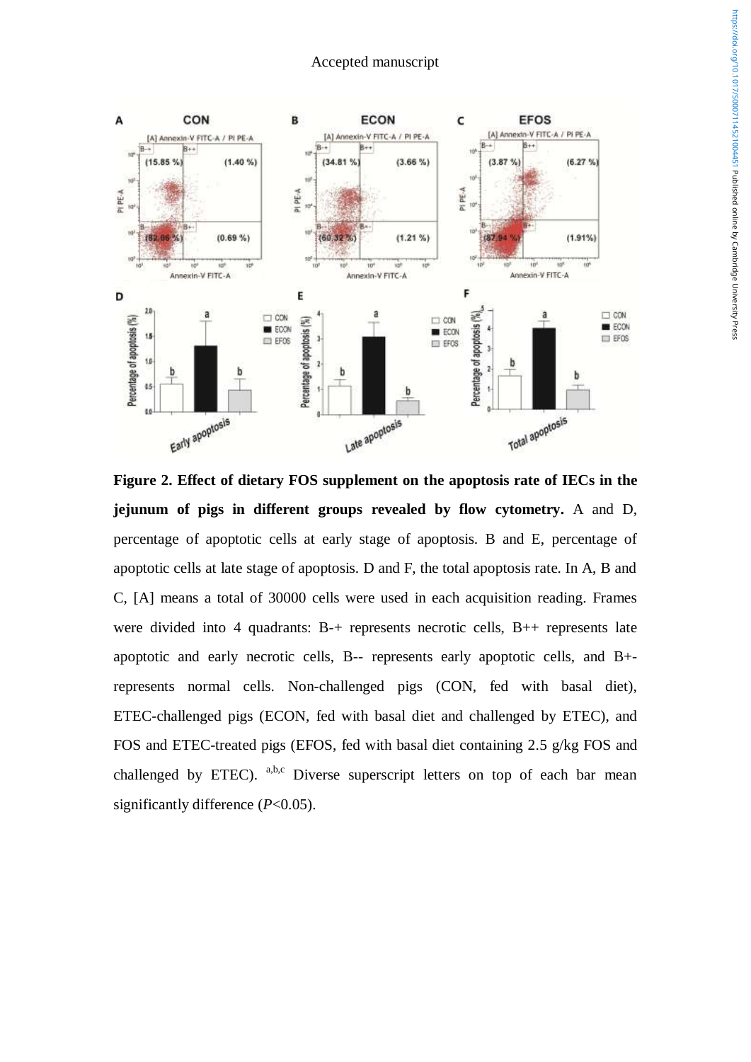**Figure 2. Effect of dietary FOS supplement on the apoptosis rate of IECs in the jejunum of pigs in different groups revealed by flow cytometry.** A and D, percentage of apoptotic cells at early stage of apoptosis. B and E, percentage of apoptotic cells at late stage of apoptosis. D and F, the total apoptosis rate. In A, B and C, [A] means a total of 30000 cells were used in each acquisition reading. Frames were divided into 4 quadrants: B-+ represents necrotic cells, B++ represents late apoptotic and early necrotic cells, B-- represents early apoptotic cells, and B+- represents normal cells. Non-challenged pigs (CON, fed with basal diet), ETEC-challenged pigs (ECON, fed with basal diet and challenged by ETEC), and FOS and ETEC-treated pigs (EFOS, fed with basal diet containing 2.5 g/kg FOS and challenged by ETEC). [a,b,c] Diverse superscript letters on top of each bar mean significantly difference ($P$<0.05).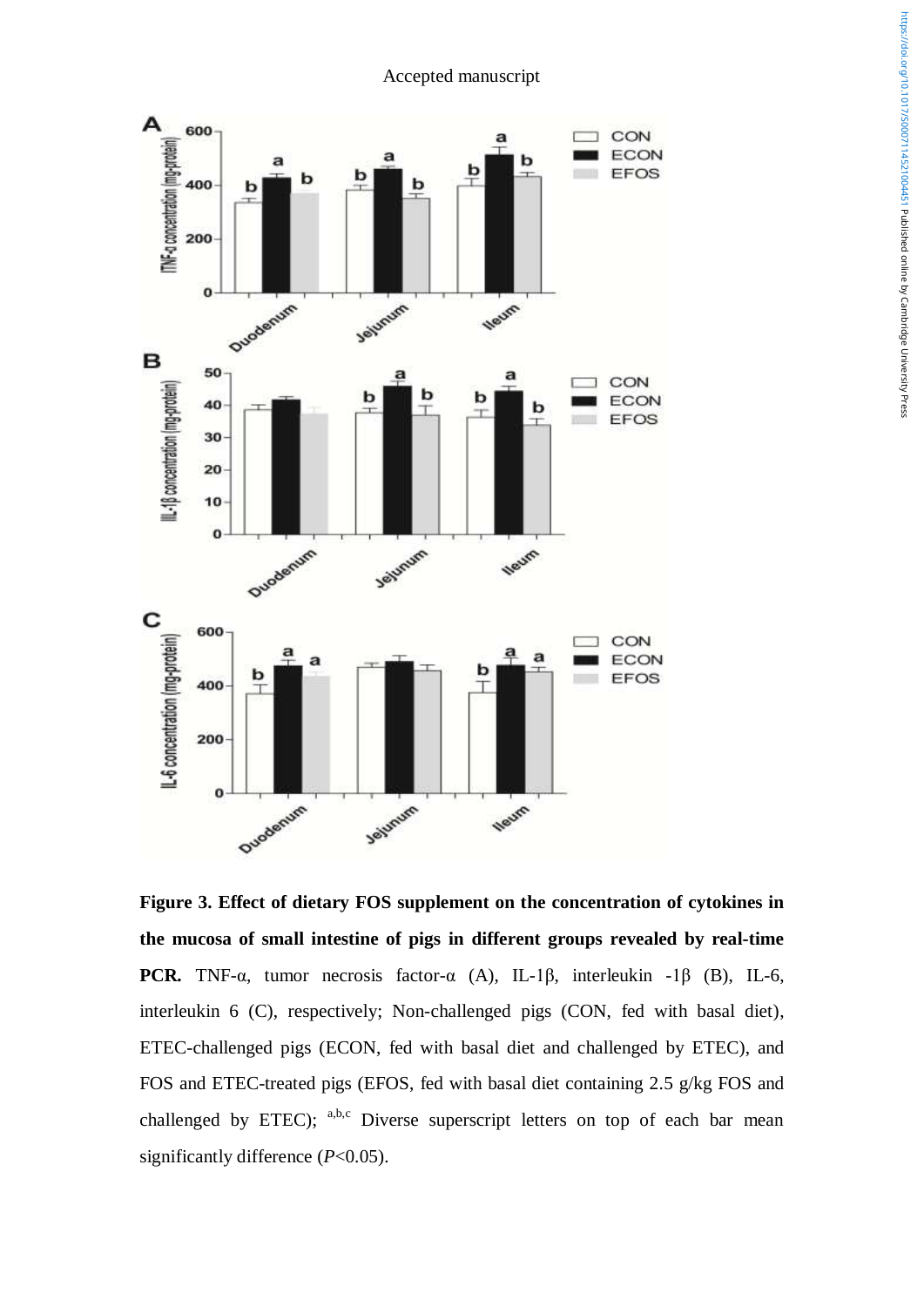**Figure 3. Effect of dietary FOS supplement on the concentration of cytokines in the mucosa of small intestine of pigs in different groups revealed by real-time PCR.** TNF-α, tumor necrosis factor-α (A), IL-1β, interleukin -1β (B), IL-6, interleukin 6 (C), respectively; Non-challenged pigs (CON, fed with basal diet), ETEC-challenged pigs (ECON, fed with basal diet and challenged by ETEC), and FOS and ETEC-treated pigs (EFOS, fed with basal diet containing 2.5 g/kg FOS and challenged by ETEC); [a,b,c] Diverse superscript letters on top of each bar mean significantly difference (*P*<0.05).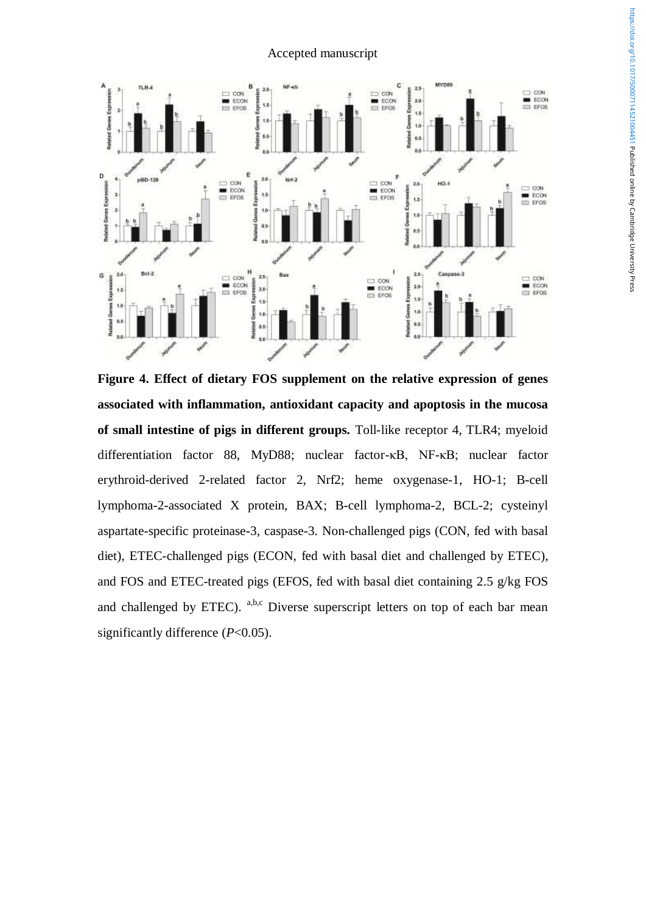A TLR-4

B NF-κb

C MYD88

D pBD-129

E Nrf-2

F HO-1

G Bcl-2

H Bax

I Caspase-3

CON
ECON
EFOS

Related Genes Expression

Duodenum Jejunum Ileum

**Figure 4. Effect of dietary FOS supplement on the relative expression of genes associated with inflammation, antioxidant capacity and apoptosis in the mucosa of small intestine of pigs in different groups.** Toll-like receptor 4, TLR4; myeloid differentiation factor 88, MyD88; nuclear factor-κB, NF-κB; nuclear factor erythroid-derived 2-related factor 2, Nrf2; heme oxygenase-1, HO-1; B-cell lymphoma-2-associated X protein, BAX; B-cell lymphoma-2, BCL-2; cysteinyl aspartate-specific proteinase-3, caspase-3. Non-challenged pigs (CON, fed with basal diet), ETEC-challenged pigs (ECON, fed with basal diet and challenged by ETEC), and FOS and ETEC-treated pigs (EFOS, fed with basal diet containing 2.5 g/kg FOS and challenged by ETEC). [a,b,c] Diverse superscript letters on top of each bar mean significantly difference ($P$<0.05).